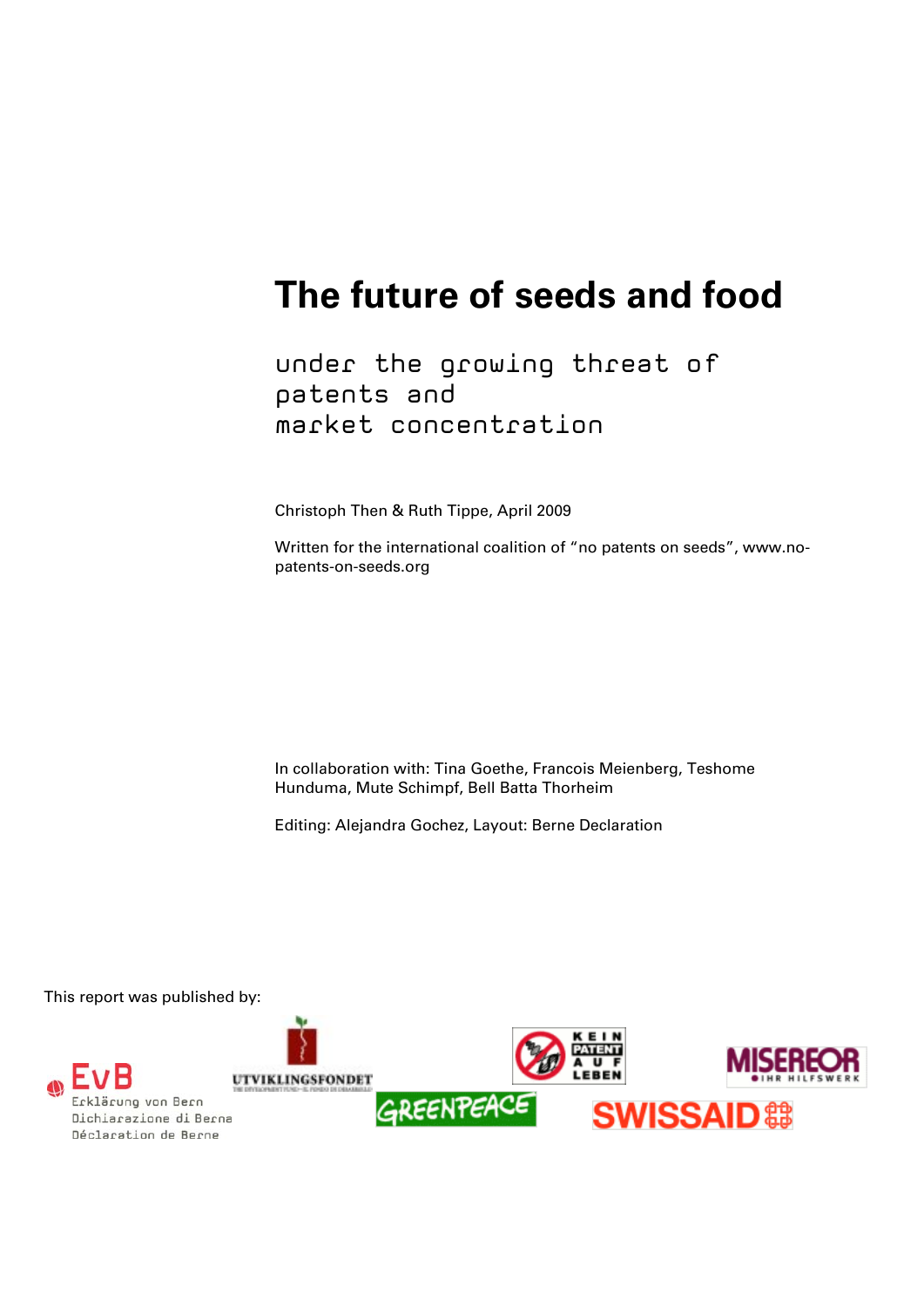# The future of seeds and food

## under the growing threat of patents and market concentration

Christoph Then & Ruth Tippe, April 2009

Written for the international coalition of "no patents on seeds", www.no-patents-on-seeds.org

In collaboration with: Tina Goethe, Francois Meienberg, Teshome Hunduma, Mute Schimpf, Bell Batta Thorheim

Editing: Alejandra Gochez, Layout: Berne Declaration

This report was published by:

EvB Erklärung von Bern Dichiarazione di Berna Déclaration de Berne

UTVIKLINGSFONDET

KEIN PATENT AUF LEBEN

GREENPEACE

MISEREOR IHR HILFSWERK

SWISSAID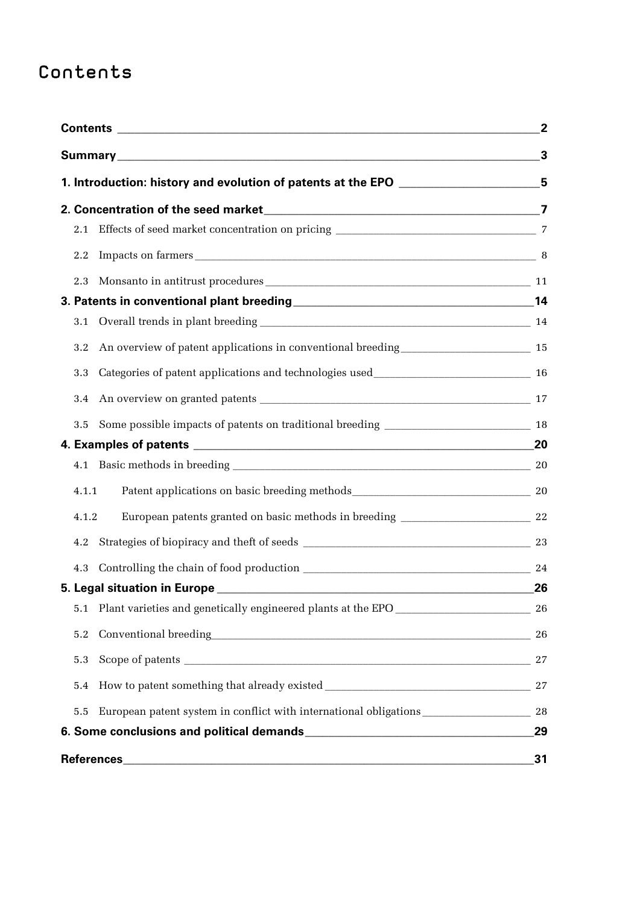# Contents

| | |
|---|---|
| **Contents** | **2** |
| **Summary** | **3** |
| **1. Introduction: history and evolution of patents at the EPO** | **5** |
| **2. Concentration of the seed market** | **7** |
| 2.1 Effects of seed market concentration on pricing | 7 |
| 2.2 Impacts on farmers | 8 |
| 2.3 Monsanto in antitrust procedures | 11 |
| **3. Patents in conventional plant breeding** | **14** |
| 3.1 Overall trends in plant breeding | 14 |
| 3.2 An overview of patent applications in conventional breeding | 15 |
| 3.3 Categories of patent applications and technologies used | 16 |
| 3.4 An overview on granted patents | 17 |
| 3.5 Some possible impacts of patents on traditional breeding | 18 |
| **4. Examples of patents** | **20** |
| 4.1 Basic methods in breeding | 20 |
| 4.1.1 Patent applications on basic breeding methods | 20 |
| 4.1.2 European patents granted on basic methods in breeding | 22 |
| 4.2 Strategies of biopiracy and theft of seeds | 23 |
| 4.3 Controlling the chain of food production | 24 |
| **5. Legal situation in Europe** | **26** |
| 5.1 Plant varieties and genetically engineered plants at the EPO | 26 |
| 5.2 Conventional breeding | 26 |
| 5.3 Scope of patents | 27 |
| 5.4 How to patent something that already existed | 27 |
| 5.5 European patent system in conflict with international obligations | 28 |
| **6. Some conclusions and political demands** | **29** |
| **References** | **31** |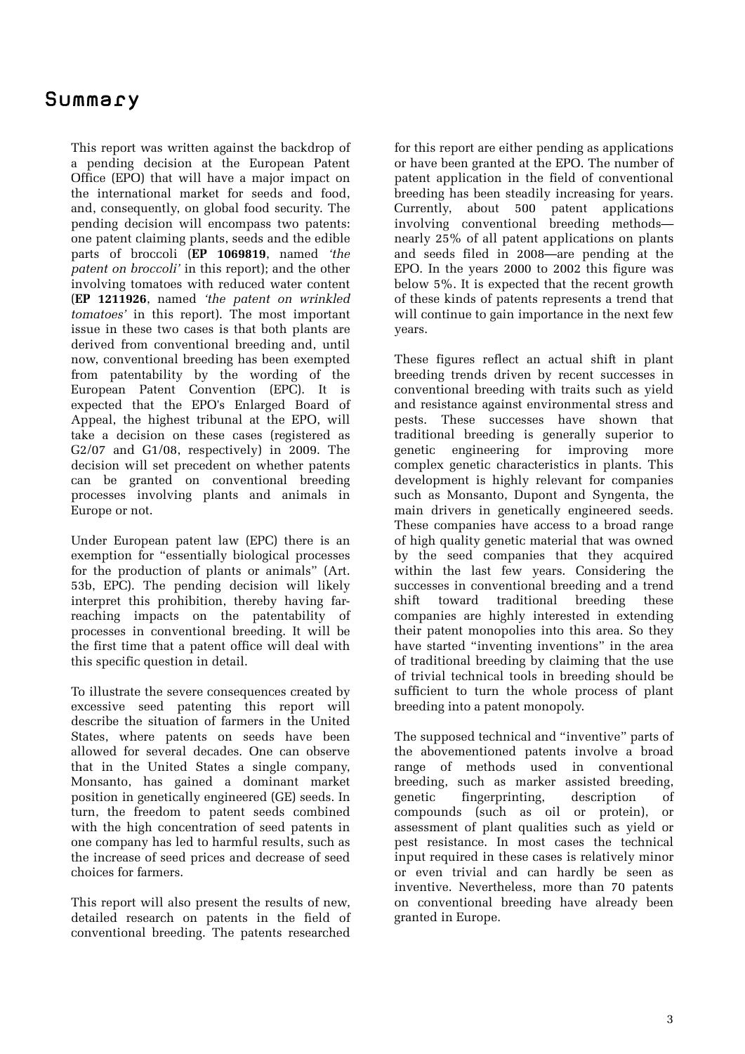# Summary

This report was written against the backdrop of a pending decision at the European Patent Office (EPO) that will have a major impact on the international market for seeds and food, and, consequently, on global food security. The pending decision will encompass two patents: one patent claiming plants, seeds and the edible parts of broccoli (**EP 1069819**, named *'the patent on broccoli'* in this report); and the other involving tomatoes with reduced water content (**EP 1211926**, named *'the patent on wrinkled tomatoes'* in this report). The most important issue in these two cases is that both plants are derived from conventional breeding and, until now, conventional breeding has been exempted from patentability by the wording of the European Patent Convention (EPC). It is expected that the EPO's Enlarged Board of Appeal, the highest tribunal at the EPO, will take a decision on these cases (registered as G2/07 and G1/08, respectively) in 2009. The decision will set precedent on whether patents can be granted on conventional breeding processes involving plants and animals in Europe or not.

Under European patent law (EPC) there is an exemption for "essentially biological processes for the production of plants or animals" (Art. 53b, EPC). The pending decision will likely interpret this prohibition, thereby having far-reaching impacts on the patentability of processes in conventional breeding. It will be the first time that a patent office will deal with this specific question in detail.

To illustrate the severe consequences created by excessive seed patenting this report will describe the situation of farmers in the United States, where patents on seeds have been allowed for several decades. One can observe that in the United States a single company, Monsanto, has gained a dominant market position in genetically engineered (GE) seeds. In turn, the freedom to patent seeds combined with the high concentration of seed patents in one company has led to harmful results, such as the increase of seed prices and decrease of seed choices for farmers.

This report will also present the results of new, detailed research on patents in the field of conventional breeding. The patents researched for this report are either pending as applications or have been granted at the EPO. The number of patent application in the field of conventional breeding has been steadily increasing for years. Currently, about 500 patent applications involving conventional breeding methods—nearly 25% of all patent applications on plants and seeds filed in 2008—are pending at the EPO. In the years 2000 to 2002 this figure was below 5%. It is expected that the recent growth of these kinds of patents represents a trend that will continue to gain importance in the next few years.

These figures reflect an actual shift in plant breeding trends driven by recent successes in conventional breeding with traits such as yield and resistance against environmental stress and pests. These successes have shown that traditional breeding is generally superior to genetic engineering for improving more complex genetic characteristics in plants. This development is highly relevant for companies such as Monsanto, Dupont and Syngenta, the main drivers in genetically engineered seeds. These companies have access to a broad range of high quality genetic material that was owned by the seed companies that they acquired within the last few years. Considering the successes in conventional breeding and a trend shift toward traditional breeding these companies are highly interested in extending their patent monopolies into this area. So they have started "inventing inventions" in the area of traditional breeding by claiming that the use of trivial technical tools in breeding should be sufficient to turn the whole process of plant breeding into a patent monopoly.

The supposed technical and "inventive" parts of the abovementioned patents involve a broad range of methods used in conventional breeding, such as marker assisted breeding, genetic fingerprinting, description of compounds (such as oil or protein), or assessment of plant qualities such as yield or pest resistance. In most cases the technical input required in these cases is relatively minor or even trivial and can hardly be seen as inventive. Nevertheless, more than 70 patents on conventional breeding have already been granted in Europe.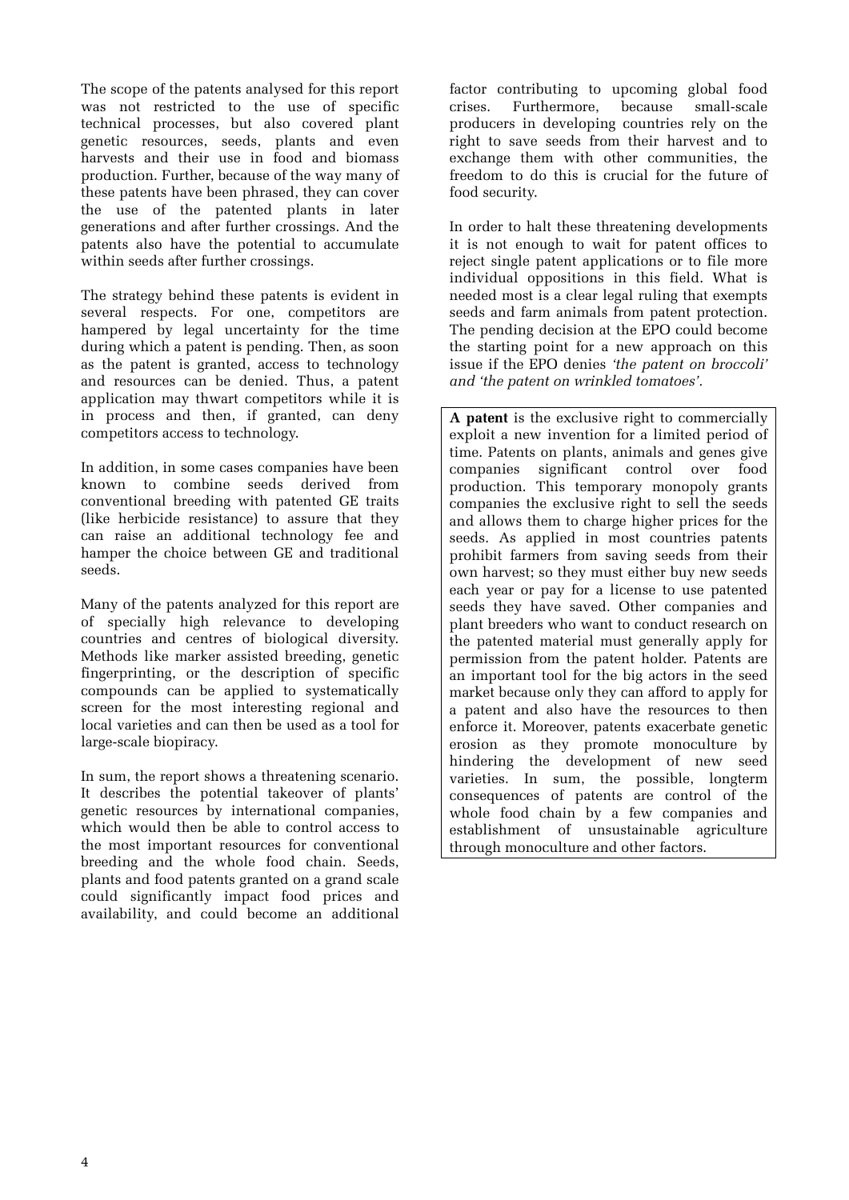The scope of the patents analysed for this report was not restricted to the use of specific technical processes, but also covered plant genetic resources, seeds, plants and even harvests and their use in food and biomass production. Further, because of the way many of these patents have been phrased, they can cover the use of the patented plants in later generations and after further crossings. And the patents also have the potential to accumulate within seeds after further crossings.

The strategy behind these patents is evident in several respects. For one, competitors are hampered by legal uncertainty for the time during which a patent is pending. Then, as soon as the patent is granted, access to technology and resources can be denied. Thus, a patent application may thwart competitors while it is in process and then, if granted, can deny competitors access to technology.

In addition, in some cases companies have been known to combine seeds derived from conventional breeding with patented GE traits (like herbicide resistance) to assure that they can raise an additional technology fee and hamper the choice between GE and traditional seeds.

Many of the patents analyzed for this report are of specially high relevance to developing countries and centres of biological diversity. Methods like marker assisted breeding, genetic fingerprinting, or the description of specific compounds can be applied to systematically screen for the most interesting regional and local varieties and can then be used as a tool for large-scale biopiracy.

In sum, the report shows a threatening scenario. It describes the potential takeover of plants' genetic resources by international companies, which would then be able to control access to the most important resources for conventional breeding and the whole food chain. Seeds, plants and food patents granted on a grand scale could significantly impact food prices and availability, and could become an additional factor contributing to upcoming global food crises. Furthermore, because small-scale producers in developing countries rely on the right to save seeds from their harvest and to exchange them with other communities, the freedom to do this is crucial for the future of food security.

In order to halt these threatening developments it is not enough to wait for patent offices to reject single patent applications or to file more individual oppositions in this field. What is needed most is a clear legal ruling that exempts seeds and farm animals from patent protection. The pending decision at the EPO could become the starting point for a new approach on this issue if the EPO denies *'the patent on broccoli' and 'the patent on wrinkled tomatoes'*.

**A patent** is the exclusive right to commercially exploit a new invention for a limited period of time. Patents on plants, animals and genes give companies significant control over food production. This temporary monopoly grants companies the exclusive right to sell the seeds and allows them to charge higher prices for the seeds. As applied in most countries patents prohibit farmers from saving seeds from their own harvest; so they must either buy new seeds each year or pay for a license to use patented seeds they have saved. Other companies and plant breeders who want to conduct research on the patented material must generally apply for permission from the patent holder. Patents are an important tool for the big actors in the seed market because only they can afford to apply for a patent and also have the resources to then enforce it. Moreover, patents exacerbate genetic erosion as they promote monoculture by hindering the development of new seed varieties. In sum, the possible, longterm consequences of patents are control of the whole food chain by a few companies and establishment of unsustainable agriculture through monoculture and other factors.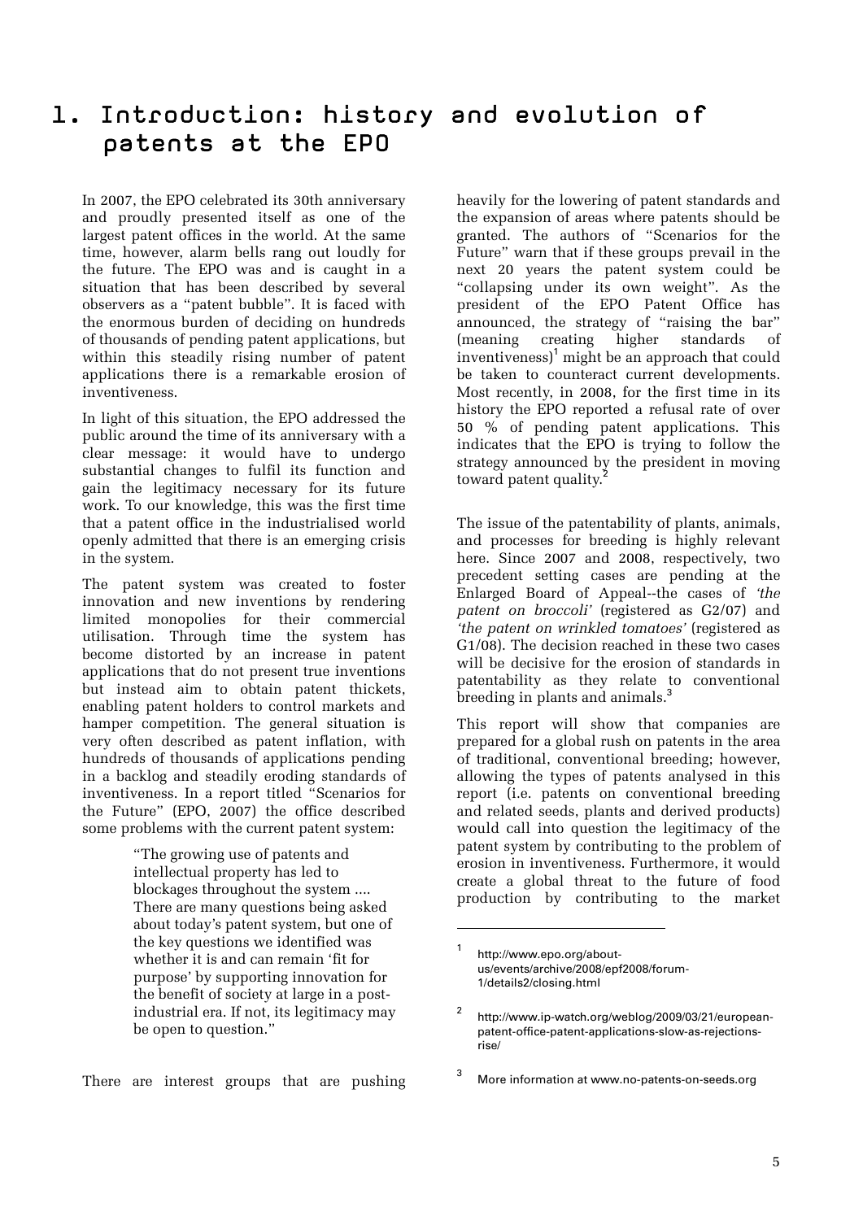# 1. Introduction: history and evolution of patents at the EPO

In 2007, the EPO celebrated its 30th anniversary and proudly presented itself as one of the largest patent offices in the world. At the same time, however, alarm bells rang out loudly for the future. The EPO was and is caught in a situation that has been described by several observers as a "patent bubble". It is faced with the enormous burden of deciding on hundreds of thousands of pending patent applications, but within this steadily rising number of patent applications there is a remarkable erosion of inventiveness.

In light of this situation, the EPO addressed the public around the time of its anniversary with a clear message: it would have to undergo substantial changes to fulfil its function and gain the legitimacy necessary for its future work. To our knowledge, this was the first time that a patent office in the industrialised world openly admitted that there is an emerging crisis in the system.

The patent system was created to foster innovation and new inventions by rendering limited monopolies for their commercial utilisation. Through time the system has become distorted by an increase in patent applications that do not present true inventions but instead aim to obtain patent thickets, enabling patent holders to control markets and hamper competition. The general situation is very often described as patent inflation, with hundreds of thousands of applications pending in a backlog and steadily eroding standards of inventiveness. In a report titled "Scenarios for the Future" (EPO, 2007) the office described some problems with the current patent system:

> "The growing use of patents and intellectual property has led to blockages throughout the system .... There are many questions being asked about today's patent system, but one of the key questions we identified was whether it is and can remain 'fit for purpose' by supporting innovation for the benefit of society at large in a post-industrial era. If not, its legitimacy may be open to question."

There are interest groups that are pushing heavily for the lowering of patent standards and the expansion of areas where patents should be granted. The authors of "Scenarios for the Future" warn that if these groups prevail in the next 20 years the patent system could be "collapsing under its own weight". As the president of the EPO Patent Office has announced, the strategy of "raising the bar" (meaning creating higher standards of inventiveness)[1] might be an approach that could be taken to counteract current developments. Most recently, in 2008, for the first time in its history the EPO reported a refusal rate of over 50 % of pending patent applications. This indicates that the EPO is trying to follow the strategy announced by the president in moving toward patent quality.[2]

The issue of the patentability of plants, animals, and processes for breeding is highly relevant here. Since 2007 and 2008, respectively, two precedent setting cases are pending at the Enlarged Board of Appeal--the cases of *'the patent on broccoli'* (registered as G2/07) and *'the patent on wrinkled tomatoes'* (registered as G1/08). The decision reached in these two cases will be decisive for the erosion of standards in patentability as they relate to conventional breeding in plants and animals.[3]

This report will show that companies are prepared for a global rush on patents in the area of traditional, conventional breeding; however, allowing the types of patents analysed in this report (i.e. patents on conventional breeding and related seeds, plants and derived products) would call into question the legitimacy of the patent system by contributing to the problem of erosion in inventiveness. Furthermore, it would create a global threat to the future of food production by contributing to the market

---

[1] http://www.epo.org/about-us/events/archive/2008/epf2008/forum-1/details2/closing.html

[2] http://www.ip-watch.org/weblog/2009/03/21/european-patent-office-patent-applications-slow-as-rejections-rise/

[3] More information at www.no-patents-on-seeds.org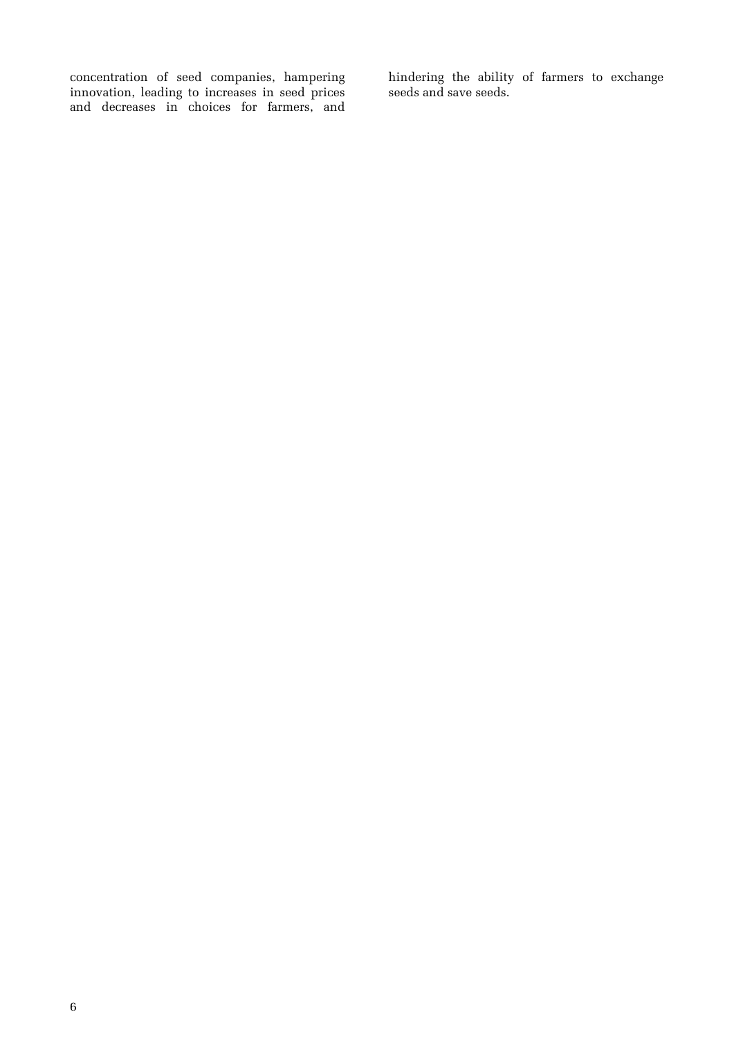concentration of seed companies, hampering innovation, leading to increases in seed prices and decreases in choices for farmers, and hindering the ability of farmers to exchange seeds and save seeds.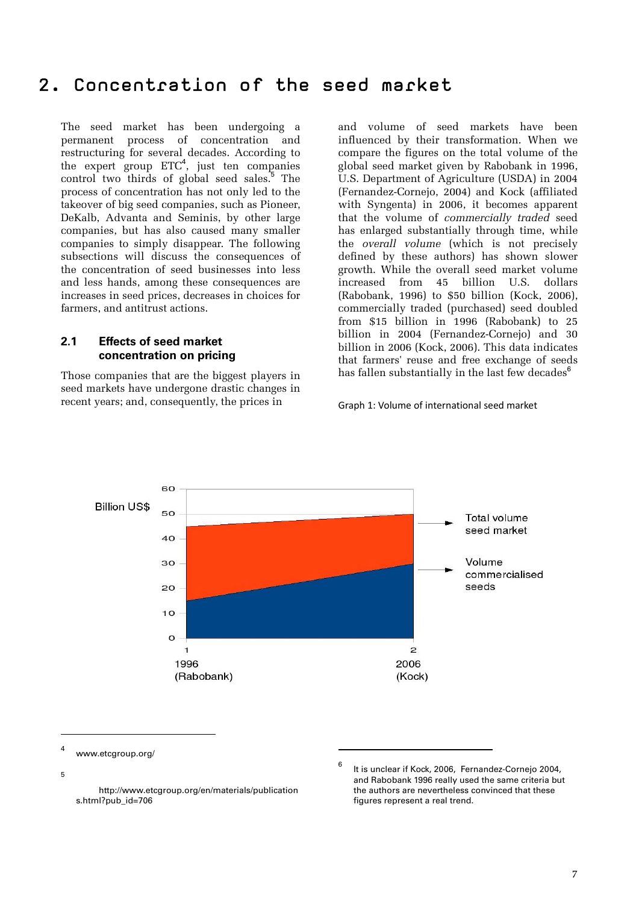# 2. Concentration of the seed market

The seed market has been undergoing a permanent process of concentration and restructuring for several decades. According to the expert group ETC[4], just ten companies control two thirds of global seed sales.[5] The process of concentration has not only led to the takeover of big seed companies, such as Pioneer, DeKalb, Advanta and Seminis, by other large companies, but has also caused many smaller companies to simply disappear. The following subsections will discuss the consequences of the concentration of seed businesses into less and less hands, among these consequences are increases in seed prices, decreases in choices for farmers, and antitrust actions.

## 2.1 Effects of seed market concentration on pricing

Those companies that are the biggest players in seed markets have undergone drastic changes in recent years; and, consequently, the prices in and volume of seed markets have been influenced by their transformation. When we compare the figures on the total volume of the global seed market given by Rabobank in 1996, U.S. Department of Agriculture (USDA) in 2004 (Fernandez-Cornejo, 2004) and Kock (affiliated with Syngenta) in 2006, it becomes apparent that the volume of *commercially traded* seed has enlarged substantially through time, while the *overall volume* (which is not precisely defined by these authors) has shown slower growth. While the overall seed market volume increased from 45 billion U.S. dollars (Rabobank, 1996) to $50 billion (Kock, 2006), commercially traded (purchased) seed doubled from $15 billion in 1996 (Rabobank) to 25 billion in 2004 (Fernandez-Cornejo) and 30 billion in 2006 (Kock, 2006). This data indicates that farmers' reuse and free exchange of seeds has fallen substantially in the last few decades[6]

Graph 1: Volume of international seed market

Billion US$

| | 1996 (Rabobank) | 2006 (Kock) |
|---|---|---|
| Total volume seed market | 45 | 50 |
| Volume commercialised seeds | 15 | 30 |

---

[4] www.etcgroup.org/

[5] http://www.etcgroup.org/en/materials/publications.html?pub_id=706

[6] It is unclear if Kock, 2006, Fernandez-Cornejo 2004, and Rabobank 1996 really used the same criteria but the authors are nevertheless convinced that these figures represent a real trend.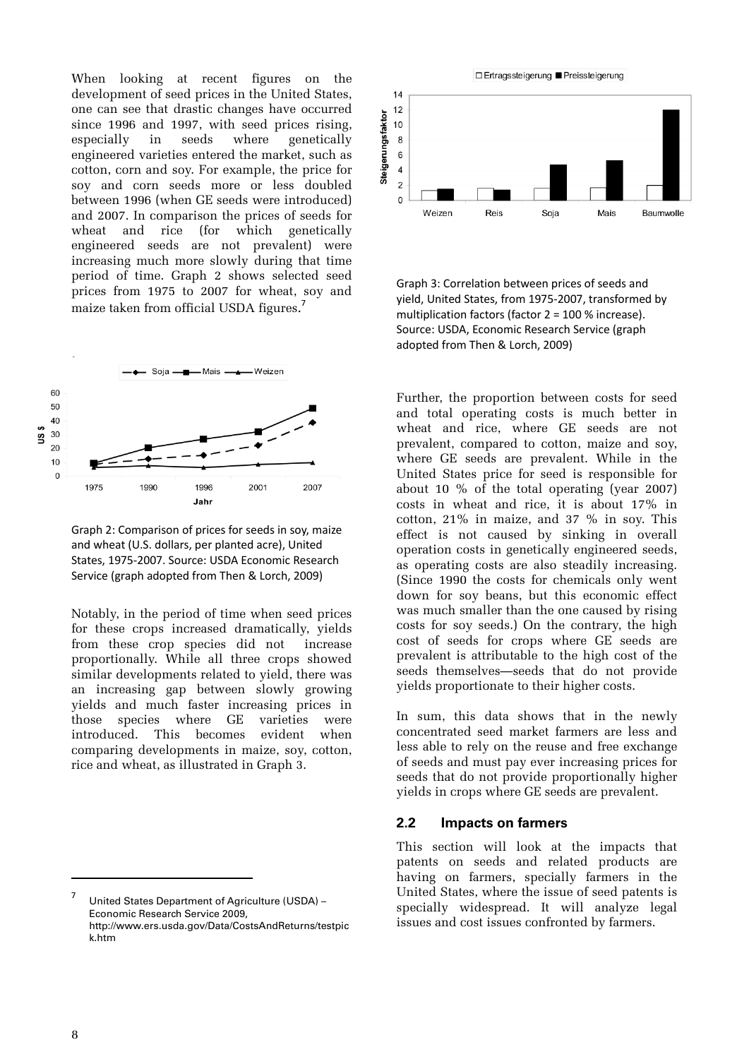When looking at recent figures on the development of seed prices in the United States, one can see that drastic changes have occurred since 1996 and 1997, with seed prices rising, especially in seeds where genetically engineered varieties entered the market, such as cotton, corn and soy. For example, the price for soy and corn seeds more or less doubled between 1996 (when GE seeds were introduced) and 2007. In comparison the prices of seeds for wheat and rice (for which genetically engineered seeds are not prevalent) were increasing much more slowly during that time period of time. Graph 2 shows selected seed prices from 1975 to 2007 for wheat, soy and maize taken from official USDA figures.[7]

Graph 2: Comparison of prices for seeds in soy, maize and wheat (U.S. dollars, per planted acre), United States, 1975-2007. Source: USDA Economic Research Service (graph adopted from Then & Lorch, 2009)

Notably, in the period of time when seed prices for these crops increased dramatically, yields from these crop species did not increase proportionally. While all three crops showed similar developments related to yield, there was an increasing gap between slowly growing yields and much faster increasing prices in those species where GE varieties were introduced. This becomes evident when comparing developments in maize, soy, cotton, rice and wheat, as illustrated in Graph 3.

Graph 3: Correlation between prices of seeds and yield, United States, from 1975-2007, transformed by multiplication factors (factor 2 = 100 % increase). Source: USDA, Economic Research Service (graph adopted from Then & Lorch, 2009)

Further, the proportion between costs for seed and total operating costs is much better in wheat and rice, where GE seeds are not prevalent, compared to cotton, maize and soy, where GE seeds are prevalent. While in the United States price for seed is responsible for about 10 % of the total operating (year 2007) costs in wheat and rice, it is about 17% in cotton, 21% in maize, and 37 % in soy. This effect is not caused by sinking in overall operation costs in genetically engineered seeds, as operating costs are also steadily increasing. (Since 1990 the costs for chemicals only went down for soy beans, but this economic effect was much smaller than the one caused by rising costs for soy seeds.) On the contrary, the high cost of seeds for crops where GE seeds are prevalent is attributable to the high cost of the seeds themselves—seeds that do not provide yields proportionate to their higher costs.

In sum, this data shows that in the newly concentrated seed market farmers are less and less able to rely on the reuse and free exchange of seeds and must pay ever increasing prices for seeds that do not provide proportionally higher yields in crops where GE seeds are prevalent.

## 2.2 Impacts on farmers

This section will look at the impacts that patents on seeds and related products are having on farmers, specially farmers in the United States, where the issue of seed patents is specially widespread. It will analyze legal issues and cost issues confronted by farmers.

---

[7] United States Department of Agriculture (USDA) – Economic Research Service 2009, http://www.ers.usda.gov/Data/CostsAndReturns/testpick.htm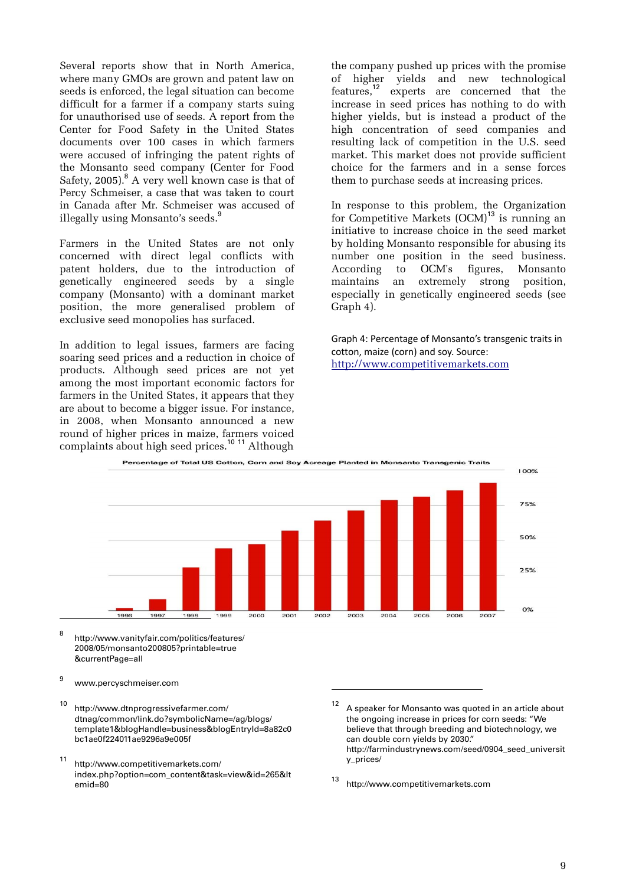Several reports show that in North America, where many GMOs are grown and patent law on seeds is enforced, the legal situation can become difficult for a farmer if a company starts suing for unauthorised use of seeds. A report from the Center for Food Safety in the United States documents over 100 cases in which farmers were accused of infringing the patent rights of the Monsanto seed company (Center for Food Safety, 2005).[8] A very well known case is that of Percy Schmeiser, a case that was taken to court in Canada after Mr. Schmeiser was accused of illegally using Monsanto's seeds.[9]

Farmers in the United States are not only concerned with direct legal conflicts with patent holders, due to the introduction of genetically engineered seeds by a single company (Monsanto) with a dominant market position, the more generalised problem of exclusive seed monopolies has surfaced.

In addition to legal issues, farmers are facing soaring seed prices and a reduction in choice of products. Although seed prices are not yet among the most important economic factors for farmers in the United States, it appears that they are about to become a bigger issue. For instance, in 2008, when Monsanto announced a new round of higher prices in maize, farmers voiced complaints about high seed prices.[10] [11] Although the company pushed up prices with the promise of higher yields and new technological features,[12] experts are concerned that the increase in seed prices has nothing to do with higher yields, but is instead a product of the high concentration of seed companies and resulting lack of competition in the U.S. seed market. This market does not provide sufficient choice for the farmers and in a sense forces them to purchase seeds at increasing prices.

In response to this problem, the Organization for Competitive Markets (OCM)[13] is running an initiative to increase choice in the seed market by holding Monsanto responsible for abusing its number one position in the seed business. According to OCM's figures, Monsanto maintains an extremely strong position, especially in genetically engineered seeds (see Graph 4).

Graph 4: Percentage of Monsanto's transgenic traits in cotton, maize (corn) and soy. Source: http://www.competitivemarkets.com

**Percentage of Total US Cotton, Corn and Soy Acreage Planted in Monsanto Transgenic Traits**

(Bar chart, 1996–2007; y-axis 0%, 25%, 50%, 75%, 100%)

[8] http://www.vanityfair.com/politics/features/2008/05/monsanto200805?printable=true&currentPage=all

[9] www.percyschmeiser.com

[10] http://www.dtnprogressivefarmer.com/dtnag/common/link.do?symbolicName=/ag/blogs/template1&blogHandle=business&blogEntryId=8a82c0bc1ae0f224011ae9296a9e005f

[11] http://www.competitivemarkets.com/index.php?option=com_content&task=view&id=265&Itemid=80

[12] A speaker for Monsanto was quoted in an article about the ongoing increase in prices for corn seeds: "We believe that through breeding and biotechnology, we can double corn yields by 2030." http://farmindustrynews.com/seed/0904_seed_university_prices/

[13] http://www.competitivemarkets.com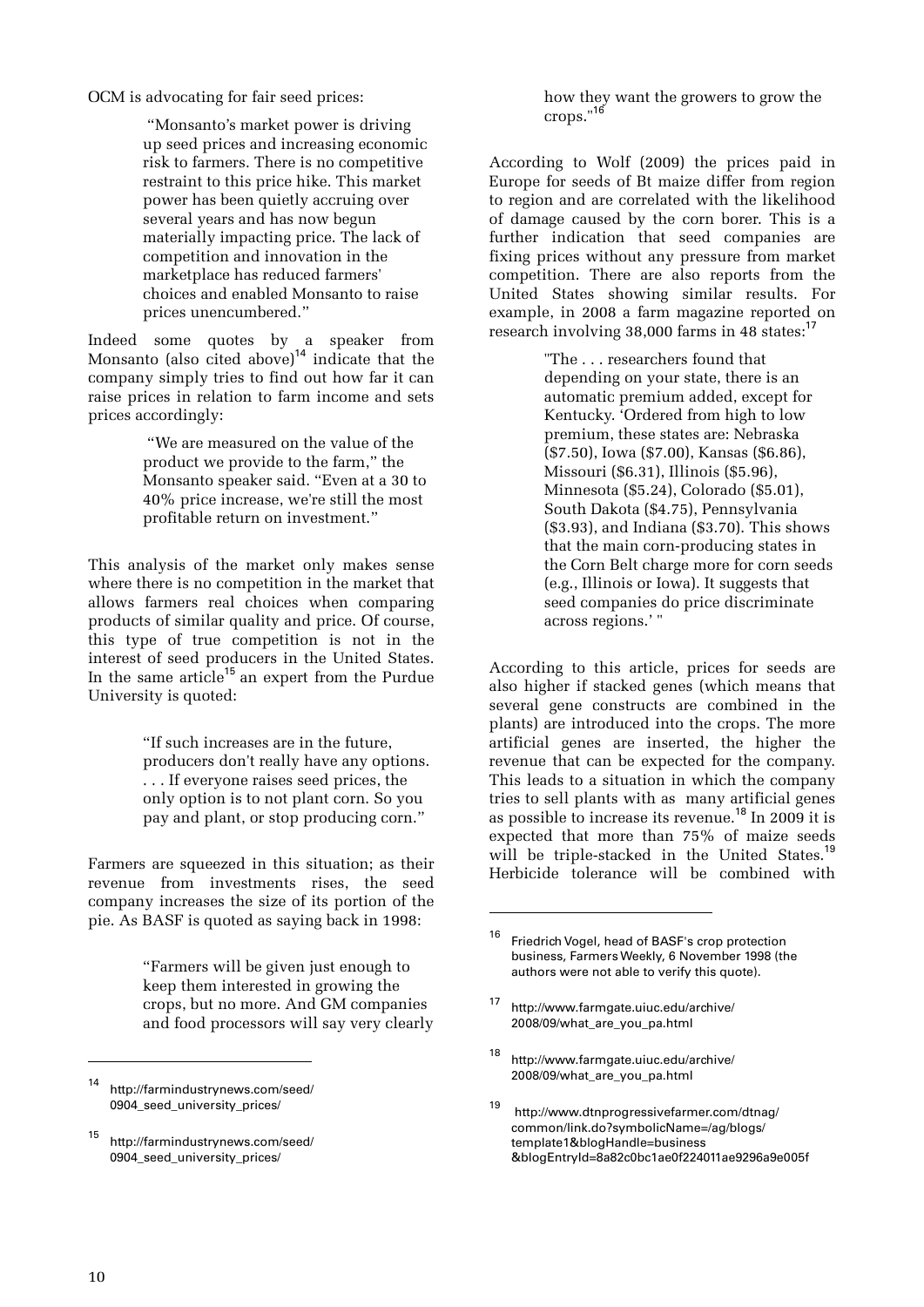OCM is advocating for fair seed prices:

> "Monsanto's market power is driving up seed prices and increasing economic risk to farmers. There is no competitive restraint to this price hike. This market power has been quietly accruing over several years and has now begun materially impacting price. The lack of competition and innovation in the marketplace has reduced farmers' choices and enabled Monsanto to raise prices unencumbered."

Indeed some quotes by a speaker from Monsanto (also cited above)[14] indicate that the company simply tries to find out how far it can raise prices in relation to farm income and sets prices accordingly:

> "We are measured on the value of the product we provide to the farm," the Monsanto speaker said. "Even at a 30 to 40% price increase, we're still the most profitable return on investment."

This analysis of the market only makes sense where there is no competition in the market that allows farmers real choices when comparing products of similar quality and price. Of course, this type of true competition is not in the interest of seed producers in the United States. In the same article[15] an expert from the Purdue University is quoted:

> "If such increases are in the future, producers don't really have any options. . . . If everyone raises seed prices, the only option is to not plant corn. So you pay and plant, or stop producing corn."

Farmers are squeezed in this situation; as their revenue from investments rises, the seed company increases the size of its portion of the pie. As BASF is quoted as saying back in 1998:

> "Farmers will be given just enough to keep them interested in growing the crops, but no more. And GM companies and food processors will say very clearly how they want the growers to grow the crops."[16]

According to Wolf (2009) the prices paid in Europe for seeds of Bt maize differ from region to region and are correlated with the likelihood of damage caused by the corn borer. This is a further indication that seed companies are fixing prices without any pressure from market competition. There are also reports from the United States showing similar results. For example, in 2008 a farm magazine reported on research involving 38,000 farms in 48 states:[17]

> "The . . . researchers found that depending on your state, there is an automatic premium added, except for Kentucky. 'Ordered from high to low premium, these states are: Nebraska ($7.50), Iowa ($7.00), Kansas ($6.86), Missouri ($6.31), Illinois ($5.96), Minnesota ($5.24), Colorado ($5.01), South Dakota ($4.75), Pennsylvania ($3.93), and Indiana ($3.70). This shows that the main corn-producing states in the Corn Belt charge more for corn seeds (e.g., Illinois or Iowa). It suggests that seed companies do price discriminate across regions.' "

According to this article, prices for seeds are also higher if stacked genes (which means that several gene constructs are combined in the plants) are introduced into the crops. The more artificial genes are inserted, the higher the revenue that can be expected for the company. This leads to a situation in which the company tries to sell plants with as many artificial genes as possible to increase its revenue.[18] In 2009 it is expected that more than 75% of maize seeds will be triple-stacked in the United States.[19] Herbicide tolerance will be combined with

---

[14] http://farmindustrynews.com/seed/0904_seed_university_prices/

[15] http://farmindustrynews.com/seed/0904_seed_university_prices/

[16] Friedrich Vogel, head of BASF's crop protection business, Farmers Weekly, 6 November 1998 (the authors were not able to verify this quote).

[17] http://www.farmgate.uiuc.edu/archive/2008/09/what_are_you_pa.html

[18] http://www.farmgate.uiuc.edu/archive/2008/09/what_are_you_pa.html

[19] http://www.dtnprogressivefarmer.com/dtnag/common/link.do?symbolicName=/ag/blogs/template1&blogHandle=business&blogEntryId=8a82c0bc1ae0f224011ae9296a9e005f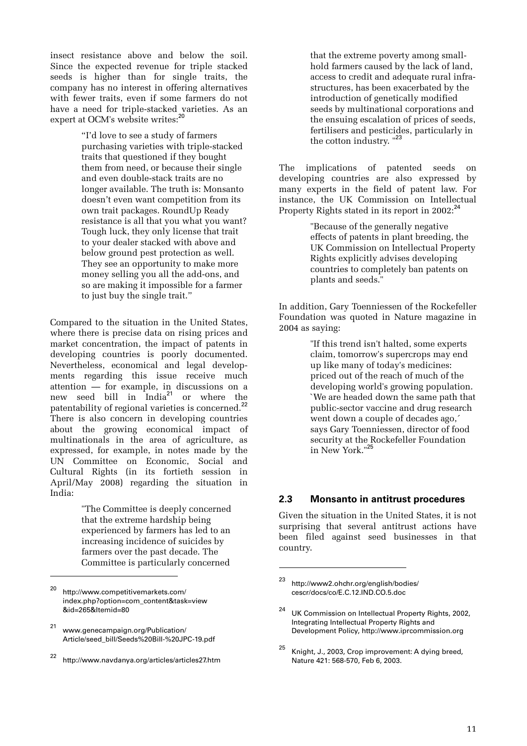insect resistance above and below the soil. Since the expected revenue for triple stacked seeds is higher than for single traits, the company has no interest in offering alternatives with fewer traits, even if some farmers do not have a need for triple-stacked varieties. As an expert at OCM's website writes:[20]

> "I'd love to see a study of farmers purchasing varieties with triple-stacked traits that questioned if they bought them from need, or because their single and even double-stack traits are no longer available. The truth is: Monsanto doesn't even want competition from its own trait packages. RoundUp Ready resistance is all that you what you want? Tough luck, they only license that trait to your dealer stacked with above and below ground pest protection as well. They see an opportunity to make more money selling you all the add-ons, and so are making it impossible for a farmer to just buy the single trait."

Compared to the situation in the United States, where there is precise data on rising prices and market concentration, the impact of patents in developing countries is poorly documented. Nevertheless, economical and legal developments regarding this issue receive much attention — for example, in discussions on a new seed bill in India[21] or where the patentability of regional varieties is concerned.[22] There is also concern in developing countries about the growing economical impact of multinationals in the area of agriculture, as expressed, for example, in notes made by the UN Committee on Economic, Social and Cultural Rights (in its fortieth session in April/May 2008) regarding the situation in India:

> "The Committee is deeply concerned that the extreme hardship being experienced by farmers has led to an increasing incidence of suicides by farmers over the past decade. The Committee is particularly concerned that the extreme poverty among small-hold farmers caused by the lack of land, access to credit and adequate rural infrastructures, has been exacerbated by the introduction of genetically modified seeds by multinational corporations and the ensuing escalation of prices of seeds, fertilisers and pesticides, particularly in the cotton industry. "[23]

The implications of patented seeds on developing countries are also expressed by many experts in the field of patent law. For instance, the UK Commission on Intellectual Property Rights stated in its report in 2002:[24]

> "Because of the generally negative effects of patents in plant breeding, the UK Commission on Intellectual Property Rights explicitly advises developing countries to completely ban patents on plants and seeds."

In addition, Gary Toenniessen of the Rockefeller Foundation was quoted in Nature magazine in 2004 as saying:

> "If this trend isn't halted, some experts claim, tomorrow's supercrops may end up like many of today's medicines: priced out of the reach of much of the developing world's growing population. `We are headed down the same path that public-sector vaccine and drug research went down a couple of decades ago,´ says Gary Toenniessen, director of food security at the Rockefeller Foundation in New York."[25]

## 2.3 Monsanto in antitrust procedures

Given the situation in the United States, it is not surprising that several antitrust actions have been filed against seed businesses in that country.

---

[20] http://www.competitivemarkets.com/index.php?option=com_content&task=view&id=265&Itemid=80

[21] www.genecampaign.org/Publication/Article/seed_bill/Seeds%20Bill-%20JPC-19.pdf

[22] http://www.navdanya.org/articles/articles27.htm

[23] http://www2.ohchr.org/english/bodies/cescr/docs/co/E.C.12.IND.CO.5.doc

[24] UK Commission on Intellectual Property Rights, 2002, Integrating Intellectual Property Rights and Development Policy, http://www.iprcommission.org

[25] Knight, J., 2003, Crop improvement: A dying breed, Nature 421: 568-570, Feb 6, 2003.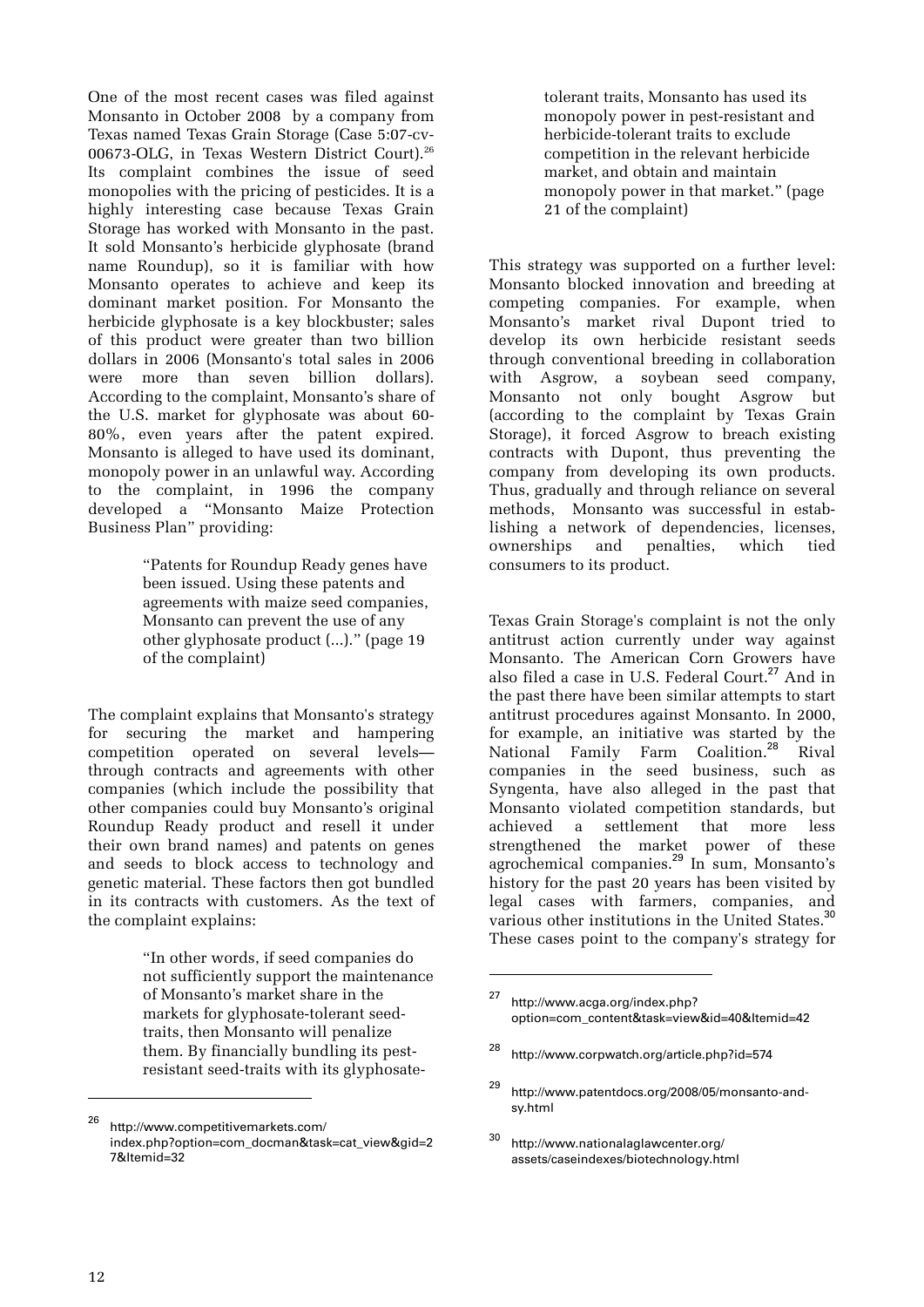One of the most recent cases was filed against Monsanto in October 2008 by a company from Texas named Texas Grain Storage (Case 5:07-cv-00673-OLG, in Texas Western District Court).[26] Its complaint combines the issue of seed monopolies with the pricing of pesticides. It is a highly interesting case because Texas Grain Storage has worked with Monsanto in the past. It sold Monsanto's herbicide glyphosate (brand name Roundup), so it is familiar with how Monsanto operates to achieve and keep its dominant market position. For Monsanto the herbicide glyphosate is a key blockbuster; sales of this product were greater than two billion dollars in 2006 (Monsanto's total sales in 2006 were more than seven billion dollars). According to the complaint, Monsanto's share of the U.S. market for glyphosate was about 60-80%, even years after the patent expired. Monsanto is alleged to have used its dominant, monopoly power in an unlawful way. According to the complaint, in 1996 the company developed a "Monsanto Maize Protection Business Plan" providing:

> "Patents for Roundup Ready genes have been issued. Using these patents and agreements with maize seed companies, Monsanto can prevent the use of any other glyphosate product (...)." (page 19 of the complaint)

The complaint explains that Monsanto's strategy for securing the market and hampering competition operated on several levels—through contracts and agreements with other companies (which include the possibility that other companies could buy Monsanto's original Roundup Ready product and resell it under their own brand names) and patents on genes and seeds to block access to technology and genetic material. These factors then got bundled in its contracts with customers. As the text of the complaint explains:

> "In other words, if seed companies do not sufficiently support the maintenance of Monsanto's market share in the markets for glyphosate-tolerant seed-traits, then Monsanto will penalize them. By financially bundling its pest-resistant seed-traits with its glyphosate-tolerant traits, Monsanto has used its monopoly power in pest-resistant and herbicide-tolerant traits to exclude competition in the relevant herbicide market, and obtain and maintain monopoly power in that market." (page 21 of the complaint)

This strategy was supported on a further level: Monsanto blocked innovation and breeding at competing companies. For example, when Monsanto's market rival Dupont tried to develop its own herbicide resistant seeds through conventional breeding in collaboration with Asgrow, a soybean seed company, Monsanto not only bought Asgrow but (according to the complaint by Texas Grain Storage), it forced Asgrow to breach existing contracts with Dupont, thus preventing the company from developing its own products. Thus, gradually and through reliance on several methods, Monsanto was successful in establishing a network of dependencies, licenses, ownerships and penalties, which tied consumers to its product.

Texas Grain Storage's complaint is not the only antitrust action currently under way against Monsanto. The American Corn Growers have also filed a case in U.S. Federal Court.[27] And in the past there have been similar attempts to start antitrust procedures against Monsanto. In 2000, for example, an initiative was started by the National Family Farm Coalition.[28] Rival companies in the seed business, such as Syngenta, have also alleged in the past that Monsanto violated competition standards, but achieved a settlement that more less strengthened the market power of these agrochemical companies.[29] In sum, Monsanto's history for the past 20 years has been visited by legal cases with farmers, companies, and various other institutions in the United States.[30] These cases point to the company's strategy for

[26] http://www.competitivemarkets.com/index.php?option=com_docman&task=cat_view&gid=27&Itemid=32

[27] http://www.acga.org/index.php?option=com_content&task=view&id=40&Itemid=42

[28] http://www.corpwatch.org/article.php?id=574

[29] http://www.patentdocs.org/2008/05/monsanto-and-sy.html

[30] http://www.nationalaglawcenter.org/assets/caseindexes/biotechnology.html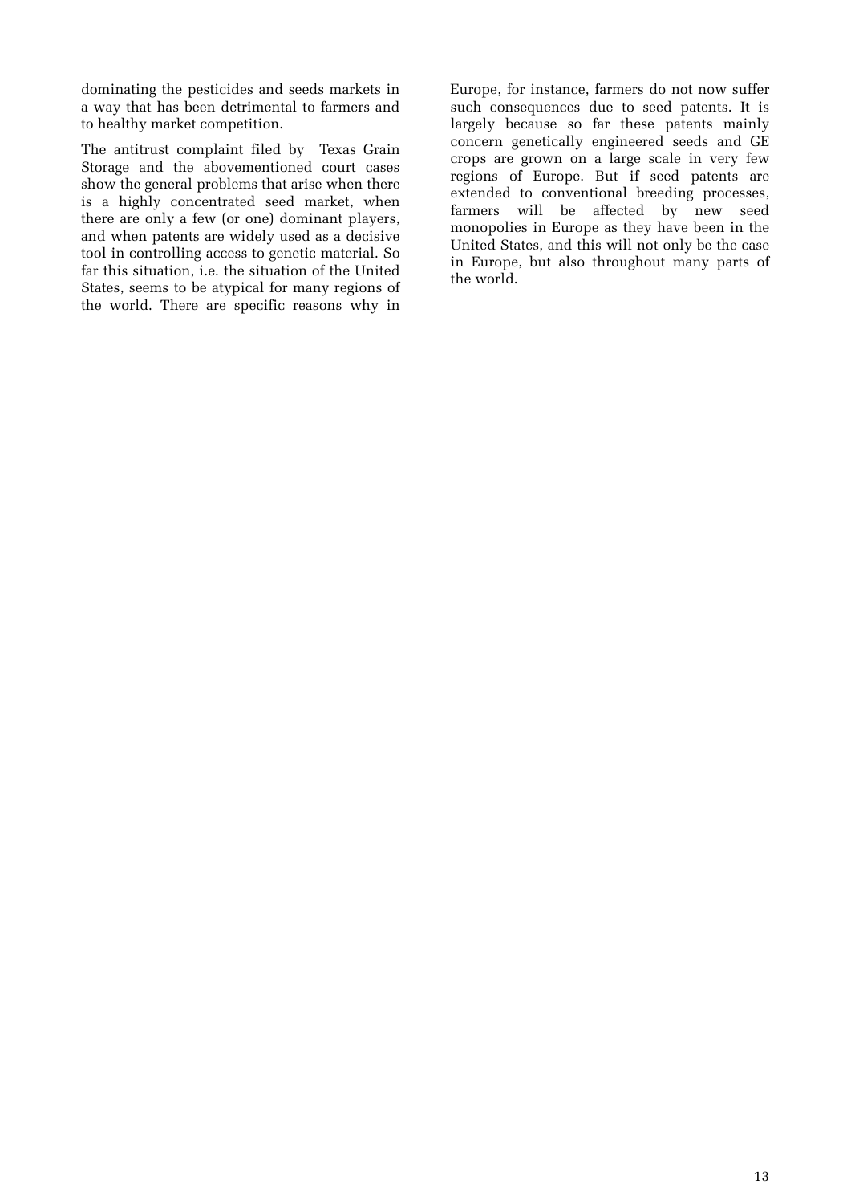dominating the pesticides and seeds markets in a way that has been detrimental to farmers and to healthy market competition.

The antitrust complaint filed by Texas Grain Storage and the abovementioned court cases show the general problems that arise when there is a highly concentrated seed market, when there are only a few (or one) dominant players, and when patents are widely used as a decisive tool in controlling access to genetic material. So far this situation, i.e. the situation of the United States, seems to be atypical for many regions of the world. There are specific reasons why in Europe, for instance, farmers do not now suffer such consequences due to seed patents. It is largely because so far these patents mainly concern genetically engineered seeds and GE crops are grown on a large scale in very few regions of Europe. But if seed patents are extended to conventional breeding processes, farmers will be affected by new seed monopolies in Europe as they have been in the United States, and this will not only be the case in Europe, but also throughout many parts of the world.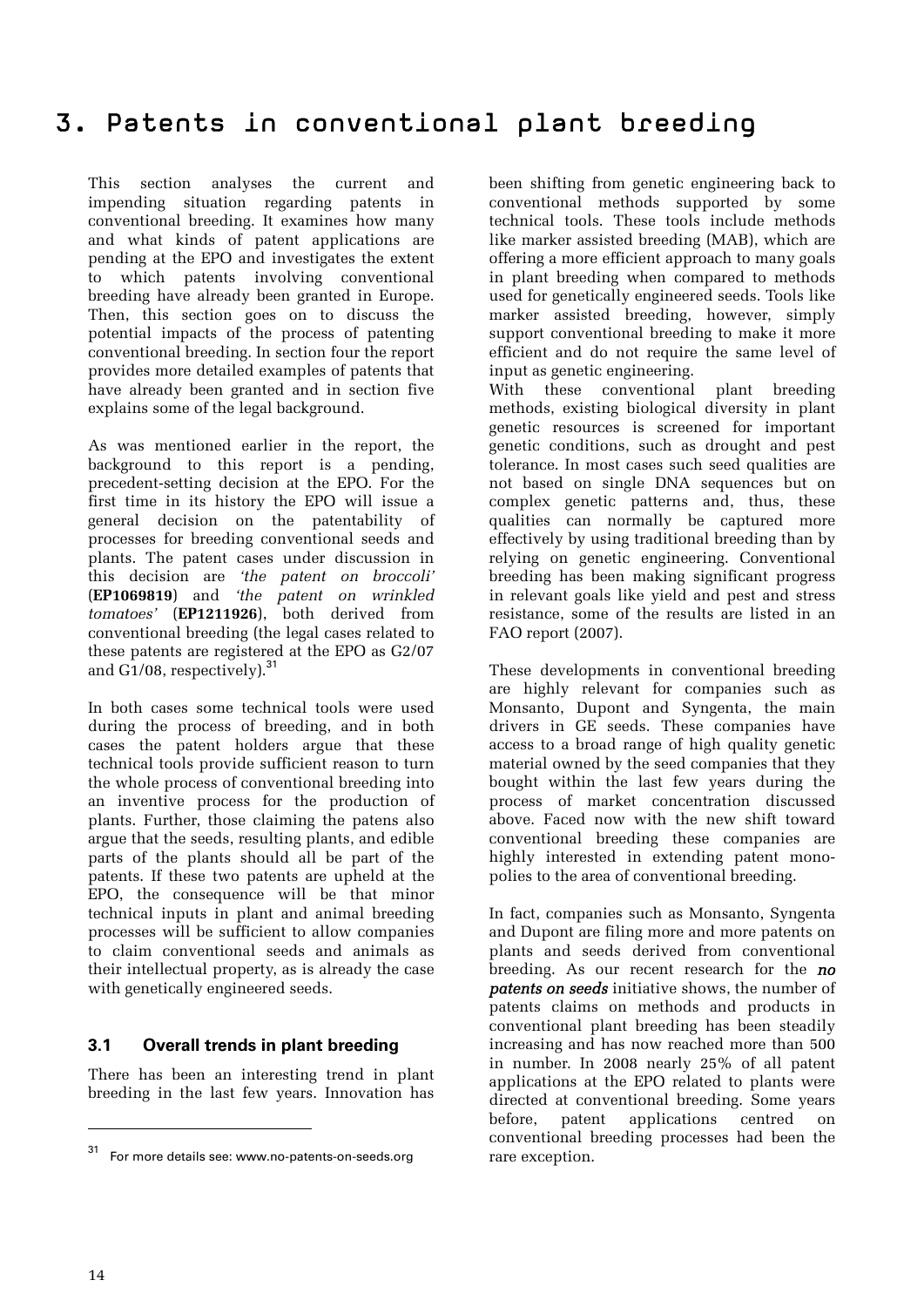# 3. Patents in conventional plant breeding

This section analyses the current and impending situation regarding patents in conventional breeding. It examines how many and what kinds of patent applications are pending at the EPO and investigates the extent to which patents involving conventional breeding have already been granted in Europe. Then, this section goes on to discuss the potential impacts of the process of patenting conventional breeding. In section four the report provides more detailed examples of patents that have already been granted and in section five explains some of the legal background.

As was mentioned earlier in the report, the background to this report is a pending, precedent-setting decision at the EPO. For the first time in its history the EPO will issue a general decision on the patentability of processes for breeding conventional seeds and plants. The patent cases under discussion in this decision are *'the patent on broccoli'* (**EP1069819**) and *'the patent on wrinkled tomatoes'* (**EP1211926**), both derived from conventional breeding (the legal cases related to these patents are registered at the EPO as G2/07 and G1/08, respectively).[31]

In both cases some technical tools were used during the process of breeding, and in both cases the patent holders argue that these technical tools provide sufficient reason to turn the whole process of conventional breeding into an inventive process for the production of plants. Further, those claiming the patens also argue that the seeds, resulting plants, and edible parts of the plants should all be part of the patents. If these two patents are upheld at the EPO, the consequence will be that minor technical inputs in plant and animal breeding processes will be sufficient to allow companies to claim conventional seeds and animals as their intellectual property, as is already the case with genetically engineered seeds.

## 3.1 Overall trends in plant breeding

There has been an interesting trend in plant breeding in the last few years. Innovation has been shifting from genetic engineering back to conventional methods supported by some technical tools. These tools include methods like marker assisted breeding (MAB), which are offering a more efficient approach to many goals in plant breeding when compared to methods used for genetically engineered seeds. Tools like marker assisted breeding, however, simply support conventional breeding to make it more efficient and do not require the same level of input as genetic engineering.

With these conventional plant breeding methods, existing biological diversity in plant genetic resources is screened for important genetic conditions, such as drought and pest tolerance. In most cases such seed qualities are not based on single DNA sequences but on complex genetic patterns and, thus, these qualities can normally be captured more effectively by using traditional breeding than by relying on genetic engineering. Conventional breeding has been making significant progress in relevant goals like yield and pest and stress resistance, some of the results are listed in an FAO report (2007).

These developments in conventional breeding are highly relevant for companies such as Monsanto, Dupont and Syngenta, the main drivers in GE seeds. These companies have access to a broad range of high quality genetic material owned by the seed companies that they bought within the last few years during the process of market concentration discussed above. Faced now with the new shift toward conventional breeding these companies are highly interested in extending patent monopolies to the area of conventional breeding.

In fact, companies such as Monsanto, Syngenta and Dupont are filing more and more patents on plants and seeds derived from conventional breeding. As our recent research for the ***no patents on seeds*** initiative shows, the number of patents claims on methods and products in conventional plant breeding has been steadily increasing and has now reached more than 500 in number. In 2008 nearly 25% of all patent applications at the EPO related to plants were directed at conventional breeding. Some years before, patent applications centred on conventional breeding processes had been the rare exception.

[31] For more details see: www.no-patents-on-seeds.org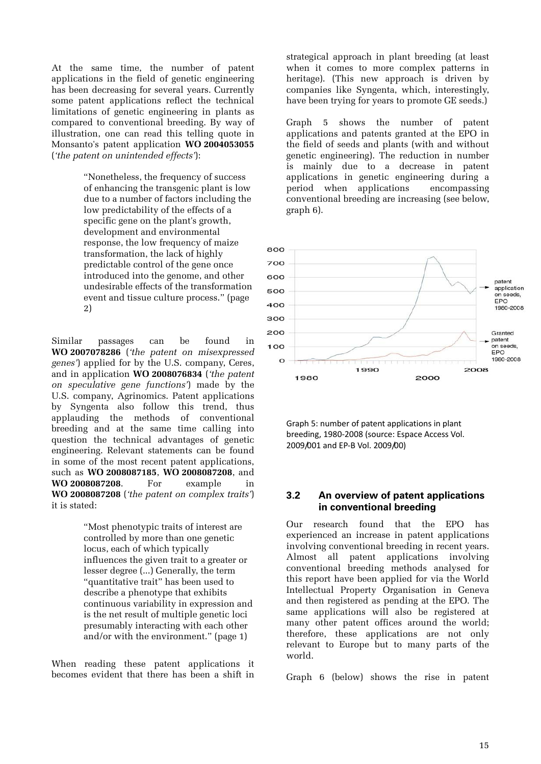At the same time, the number of patent applications in the field of genetic engineering has been decreasing for several years. Currently some patent applications reflect the technical limitations of genetic engineering in plants as compared to conventional breeding. By way of illustration, one can read this telling quote in Monsanto's patent application **WO 2004053055** (*'the patent on unintended effects'*):

> "Nonetheless, the frequency of success of enhancing the transgenic plant is low due to a number of factors including the low predictability of the effects of a specific gene on the plant's growth, development and environmental response, the low frequency of maize transformation, the lack of highly predictable control of the gene once introduced into the genome, and other undesirable effects of the transformation event and tissue culture process." (page 2)

Similar passages can be found in **WO 2007078286** (*'the patent on misexpressed genes'*) applied for by the U.S. company, Ceres, and in application **WO 2008076834** (*'the patent on speculative gene functions'*) made by the U.S. company, Agrinomics. Patent applications by Syngenta also follow this trend, thus applauding the methods of conventional breeding and at the same time calling into question the technical advantages of genetic engineering. Relevant statements can be found in some of the most recent patent applications, such as **WO 2008087185**, **WO 2008087208**, and **WO 2008087208**. For example in **WO 2008087208** (*'the patent on complex traits'*) it is stated:

> "Most phenotypic traits of interest are controlled by more than one genetic locus, each of which typically influences the given trait to a greater or lesser degree (...) Generally, the term "quantitative trait" has been used to describe a phenotype that exhibits continuous variability in expression and is the net result of multiple genetic loci presumably interacting with each other and/or with the environment." (page 1)

When reading these patent applications it becomes evident that there has been a shift in strategical approach in plant breeding (at least when it comes to more complex patterns in heritage). (This new approach is driven by companies like Syngenta, which, interestingly, have been trying for years to promote GE seeds.)

Graph 5 shows the number of patent applications and patents granted at the EPO in the field of seeds and plants (with and without genetic engineering). The reduction in number is mainly due to a decrease in patent applications in genetic engineering during a period when applications encompassing conventional breeding are increasing (see below, graph 6).

Graph 5: number of patent applications in plant breeding, 1980-2008 (source: Espace Access Vol. 2009/001 and EP-B Vol. 2009/00)

### 3.2 An overview of patent applications in conventional breeding

Our research found that the EPO has experienced an increase in patent applications involving conventional breeding in recent years. Almost all patent applications involving conventional breeding methods analysed for this report have been applied for via the World Intellectual Property Organisation in Geneva and then registered as pending at the EPO. The same applications will also be registered at many other patent offices around the world; therefore, these applications are not only relevant to Europe but to many parts of the world.

Graph 6 (below) shows the rise in patent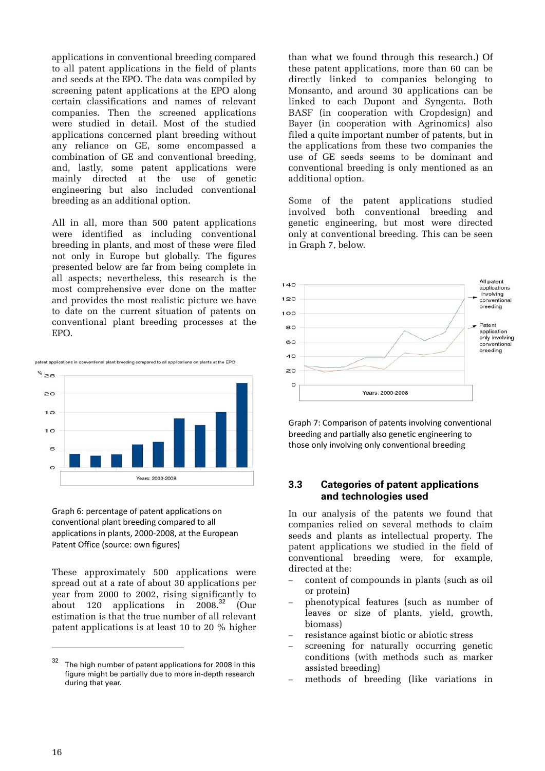applications in conventional breeding compared to all patent applications in the field of plants and seeds at the EPO. The data was compiled by screening patent applications at the EPO along certain classifications and names of relevant companies. Then the screened applications were studied in detail. Most of the studied applications concerned plant breeding without any reliance on GE, some encompassed a combination of GE and conventional breeding, and, lastly, some patent applications were mainly directed at the use of genetic engineering but also included conventional breeding as an additional option.

All in all, more than 500 patent applications were identified as including conventional breeding in plants, and most of these were filed not only in Europe but globally. The figures presented below are far from being complete in all aspects; nevertheless, this research is the most comprehensive ever done on the matter and provides the most realistic picture we have to date on the current situation of patents on conventional plant breeding processes at the EPO.

Graph 6: percentage of patent applications on conventional plant breeding compared to all applications in plants, 2000-2008, at the European Patent Office (source: own figures)

These approximately 500 applications were spread out at a rate of about 30 applications per year from 2000 to 2002, rising significantly to about 120 applications in 2008.[32] (Our estimation is that the true number of all relevant patent applications is at least 10 to 20 % higher than what we found through this research.) Of these patent applications, more than 60 can be directly linked to companies belonging to Monsanto, and around 30 applications can be linked to each Dupont and Syngenta. Both BASF (in cooperation with Cropdesign) and Bayer (in cooperation with Agrinomics) also filed a quite important number of patents, but in the applications from these two companies the use of GE seeds seems to be dominant and conventional breeding is only mentioned as an additional option.

Some of the patent applications studied involved both conventional breeding and genetic engineering, but most were directed only at conventional breeding. This can be seen in Graph 7, below.

Graph 7: Comparison of patents involving conventional breeding and partially also genetic engineering to those only involving only conventional breeding

### 3.3 Categories of patent applications and technologies used

In our analysis of the patents we found that companies relied on several methods to claim seeds and plants as intellectual property. The patent applications we studied in the field of conventional breeding were, for example, directed at the:

- content of compounds in plants (such as oil or protein)
- phenotypical features (such as number of leaves or size of plants, yield, growth, biomass)
- resistance against biotic or abiotic stress
- screening for naturally occurring genetic conditions (with methods such as marker assisted breeding)
- methods of breeding (like variations in

[32] The high number of patent applications for 2008 in this figure might be partially due to more in-depth research during that year.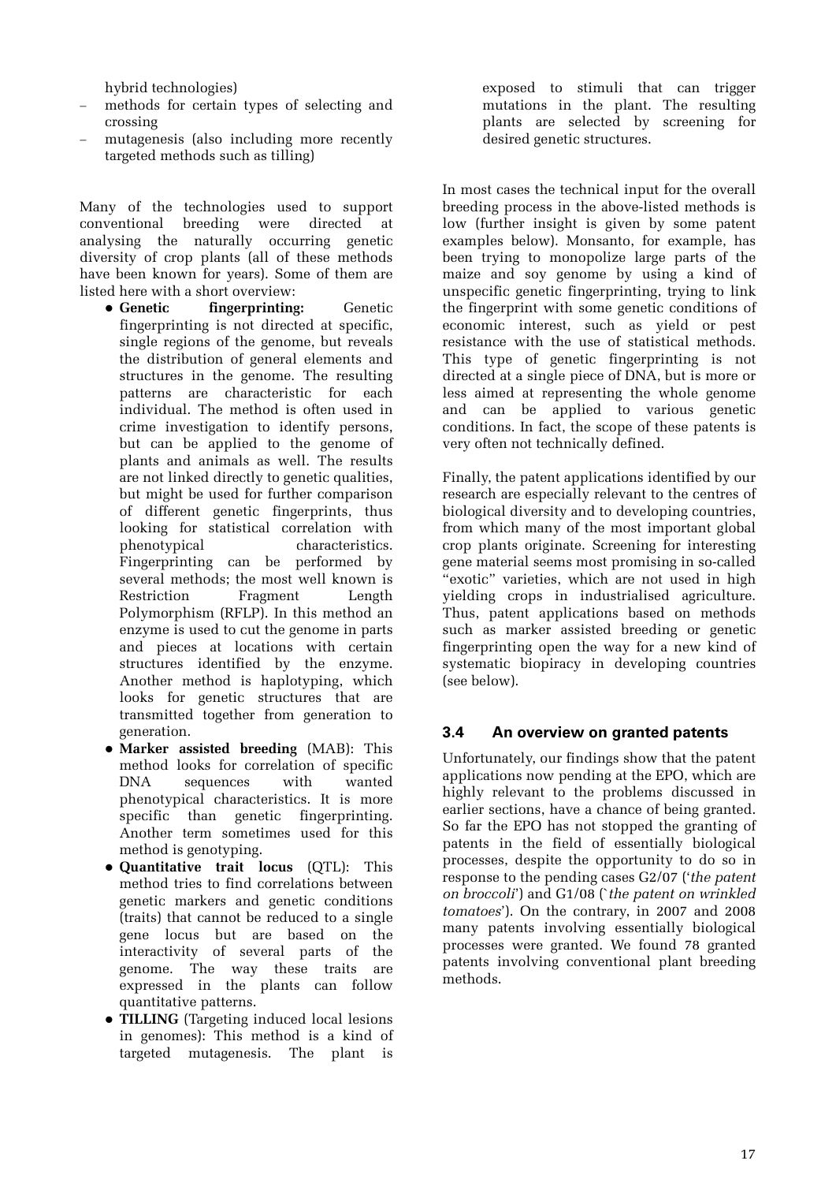hybrid technologies)

- methods for certain types of selecting and crossing
- mutagenesis (also including more recently targeted methods such as tilling)

Many of the technologies used to support conventional breeding were directed at analysing the naturally occurring genetic diversity of crop plants (all of these methods have been known for years). Some of them are listed here with a short overview:

- **Genetic fingerprinting:** Genetic fingerprinting is not directed at specific, single regions of the genome, but reveals the distribution of general elements and structures in the genome. The resulting patterns are characteristic for each individual. The method is often used in crime investigation to identify persons, but can be applied to the genome of plants and animals as well. The results are not linked directly to genetic qualities, but might be used for further comparison of different genetic fingerprints, thus looking for statistical correlation with phenotypical characteristics. Fingerprinting can be performed by several methods; the most well known is Restriction Fragment Length Polymorphism (RFLP). In this method an enzyme is used to cut the genome in parts and pieces at locations with certain structures identified by the enzyme. Another method is haplotyping, which looks for genetic structures that are transmitted together from generation to generation.
- **Marker assisted breeding** (MAB): This method looks for correlation of specific DNA sequences with wanted phenotypical characteristics. It is more specific than genetic fingerprinting. Another term sometimes used for this method is genotyping.
- **Quantitative trait locus** (QTL): This method tries to find correlations between genetic markers and genetic conditions (traits) that cannot be reduced to a single gene locus but are based on the interactivity of several parts of the genome. The way these traits are expressed in the plants can follow quantitative patterns.
- **TILLING** (Targeting induced local lesions in genomes): This method is a kind of targeted mutagenesis. The plant is exposed to stimuli that can trigger mutations in the plant. The resulting plants are selected by screening for desired genetic structures.

In most cases the technical input for the overall breeding process in the above-listed methods is low (further insight is given by some patent examples below). Monsanto, for example, has been trying to monopolize large parts of the maize and soy genome by using a kind of unspecific genetic fingerprinting, trying to link the fingerprint with some genetic conditions of economic interest, such as yield or pest resistance with the use of statistical methods. This type of genetic fingerprinting is not directed at a single piece of DNA, but is more or less aimed at representing the whole genome and can be applied to various genetic conditions. In fact, the scope of these patents is very often not technically defined.

Finally, the patent applications identified by our research are especially relevant to the centres of biological diversity and to developing countries, from which many of the most important global crop plants originate. Screening for interesting gene material seems most promising in so-called "exotic" varieties, which are not used in high yielding crops in industrialised agriculture. Thus, patent applications based on methods such as marker assisted breeding or genetic fingerprinting open the way for a new kind of systematic biopiracy in developing countries (see below).

## 3.4 An overview on granted patents

Unfortunately, our findings show that the patent applications now pending at the EPO, which are highly relevant to the problems discussed in earlier sections, have a chance of being granted. So far the EPO has not stopped the granting of patents in the field of essentially biological processes, despite the opportunity to do so in response to the pending cases G2/07 ('*the patent on broccoli*') and G1/08 ('*the patent on wrinkled tomatoes*'). On the contrary, in 2007 and 2008 many patents involving essentially biological processes were granted. We found 78 granted patents involving conventional plant breeding methods.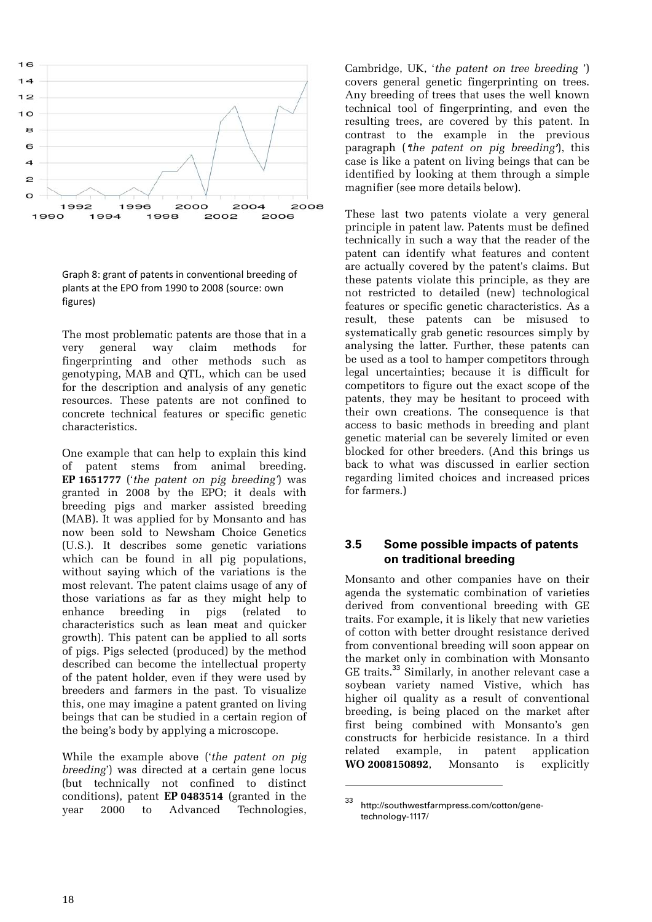Graph 8: grant of patents in conventional breeding of plants at the EPO from 1990 to 2008 (source: own figures)

The most problematic patents are those that in a very general way claim methods for fingerprinting and other methods such as genotyping, MAB and QTL, which can be used for the description and analysis of any genetic resources. These patents are not confined to concrete technical features or specific genetic characteristics.

One example that can help to explain this kind of patent stems from animal breeding. **EP 1651777** ('*the patent on pig breeding*') was granted in 2008 by the EPO; it deals with breeding pigs and marker assisted breeding (MAB). It was applied for by Monsanto and has now been sold to Newsham Choice Genetics (U.S.). It describes some genetic variations which can be found in all pig populations, without saying which of the variations is the most relevant. The patent claims usage of any of those variations as far as they might help to enhance breeding in pigs (related to characteristics such as lean meat and quicker growth). This patent can be applied to all sorts of pigs. Pigs selected (produced) by the method described can become the intellectual property of the patent holder, even if they were used by breeders and farmers in the past. To visualize this, one may imagine a patent granted on living beings that can be studied in a certain region of the being's body by applying a microscope.

While the example above ('*the patent on pig breeding*') was directed at a certain gene locus (but technically not confined to distinct conditions), patent **EP 0483514** (granted in the year 2000 to Advanced Technologies, Cambridge, UK, '*the patent on tree breeding* ') covers general genetic fingerprinting on trees. Any breeding of trees that uses the well known technical tool of fingerprinting, and even the resulting trees, are covered by this patent. In contrast to the example in the previous paragraph ('*the patent on pig breeding*'), this case is like a patent on living beings that can be identified by looking at them through a simple magnifier (see more details below).

These last two patents violate a very general principle in patent law. Patents must be defined technically in such a way that the reader of the patent can identify what features and content are actually covered by the patent's claims. But these patents violate this principle, as they are not restricted to detailed (new) technological features or specific genetic characteristics. As a result, these patents can be misused to systematically grab genetic resources simply by analysing the latter. Further, these patents can be used as a tool to hamper competitors through legal uncertainties; because it is difficult for competitors to figure out the exact scope of the patents, they may be hesitant to proceed with their own creations. The consequence is that access to basic methods in breeding and plant genetic material can be severely limited or even blocked for other breeders. (And this brings us back to what was discussed in earlier section regarding limited choices and increased prices for farmers.)

### 3.5 Some possible impacts of patents on traditional breeding

Monsanto and other companies have on their agenda the systematic combination of varieties derived from conventional breeding with GE traits. For example, it is likely that new varieties of cotton with better drought resistance derived from conventional breeding will soon appear on the market only in combination with Monsanto GE traits.[33] Similarly, in another relevant case a soybean variety named Vistive, which has higher oil quality as a result of conventional breeding, is being placed on the market after first being combined with Monsanto's gen constructs for herbicide resistance. In a third related example, in patent application **WO 2008150892**, Monsanto is explicitly

[33] http://southwestfarmpress.com/cotton/gene-technology-1117/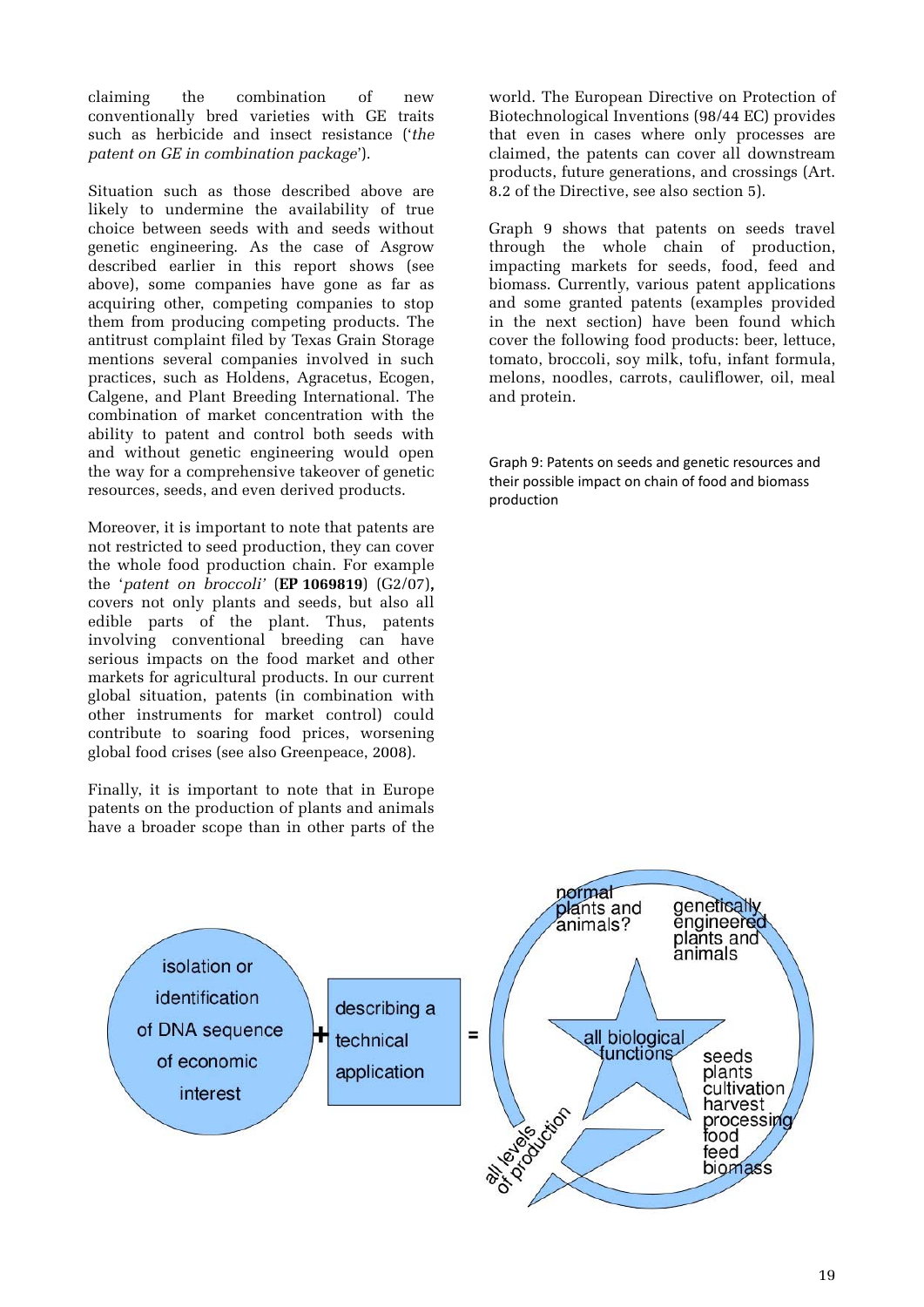claiming the combination of new conventionally bred varieties with GE traits such as herbicide and insect resistance ('*the patent on GE in combination package*').

Situation such as those described above are likely to undermine the availability of true choice between seeds with and seeds without genetic engineering. As the case of Asgrow described earlier in this report shows (see above), some companies have gone as far as acquiring other, competing companies to stop them from producing competing products. The antitrust complaint filed by Texas Grain Storage mentions several companies involved in such practices, such as Holdens, Agracetus, Ecogen, Calgene, and Plant Breeding International. The combination of market concentration with the ability to patent and control both seeds with and without genetic engineering would open the way for a comprehensive takeover of genetic resources, seeds, and even derived products.

Moreover, it is important to note that patents are not restricted to seed production, they can cover the whole food production chain. For example the '*patent on broccoli*' (**EP 1069819**) (G2/07)**,** covers not only plants and seeds, but also all edible parts of the plant. Thus, patents involving conventional breeding can have serious impacts on the food market and other markets for agricultural products. In our current global situation, patents (in combination with other instruments for market control) could contribute to soaring food prices, worsening global food crises (see also Greenpeace, 2008).

Finally, it is important to note that in Europe patents on the production of plants and animals have a broader scope than in other parts of the world. The European Directive on Protection of Biotechnological Inventions (98/44 EC) provides that even in cases where only processes are claimed, the patents can cover all downstream products, future generations, and crossings (Art. 8.2 of the Directive, see also section 5).

Graph 9 shows that patents on seeds travel through the whole chain of production, impacting markets for seeds, food, feed and biomass. Currently, various patent applications and some granted patents (examples provided in the next section) have been found which cover the following food products: beer, lettuce, tomato, broccoli, soy milk, tofu, infant formula, melons, noodles, carrots, cauliflower, oil, meal and protein.

Graph 9: Patents on seeds and genetic resources and their possible impact on chain of food and biomass production

isolation or identification of DNA sequence of economic interest + describing a technical application = normal plants and animals? genetically engineered plants and animals; all biological functions; all levels of production; seeds, plants, cultivation, harvest, processing, food, feed, biomass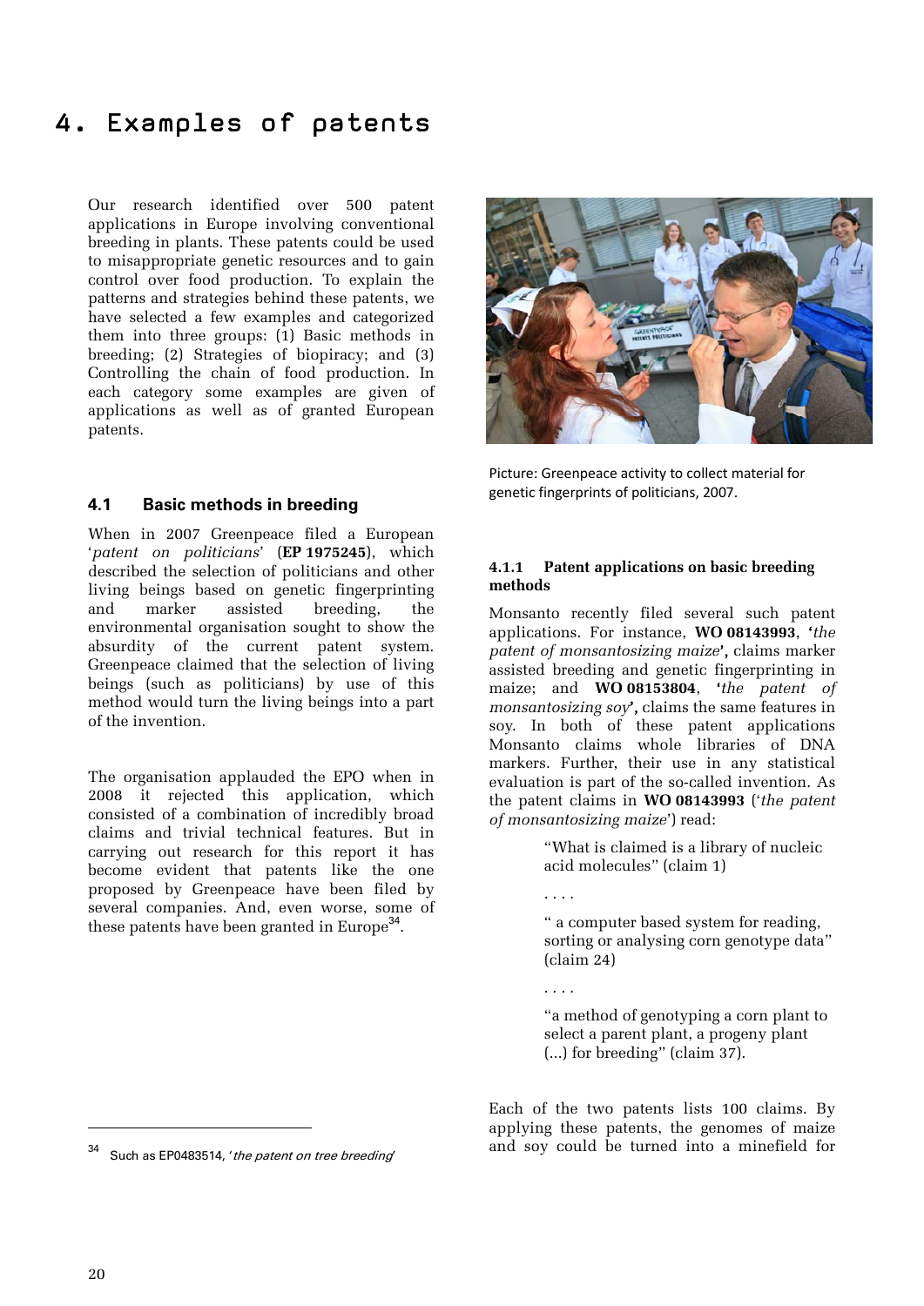# 4. Examples of patents

Our research identified over 500 patent applications in Europe involving conventional breeding in plants. These patents could be used to misappropriate genetic resources and to gain control over food production. To explain the patterns and strategies behind these patents, we have selected a few examples and categorized them into three groups: (1) Basic methods in breeding; (2) Strategies of biopiracy; and (3) Controlling the chain of food production. In each category some examples are given of applications as well as of granted European patents.

## 4.1 Basic methods in breeding

When in 2007 Greenpeace filed a European '*patent on politicians*' (**EP 1975245**), which described the selection of politicians and other living beings based on genetic fingerprinting and marker assisted breeding, the environmental organisation sought to show the absurdity of the current patent system. Greenpeace claimed that the selection of living beings (such as politicians) by use of this method would turn the living beings into a part of the invention.

The organisation applauded the EPO when in 2008 it rejected this application, which consisted of a combination of incredibly broad claims and trivial technical features. But in carrying out research for this report it has become evident that patents like the one proposed by Greenpeace have been filed by several companies. And, even worse, some of these patents have been granted in Europe[34].

Picture: Greenpeace activity to collect material for genetic fingerprints of politicians, 2007.

### 4.1.1 Patent applications on basic breeding methods

Monsanto recently filed several such patent applications. For instance, **WO 08143993**, **'***the patent of monsantosizing maize***'**, claims marker assisted breeding and genetic fingerprinting in maize; and **WO 08153804**, **'***the patent of monsantosizing soy***'**, claims the same features in soy. In both of these patent applications Monsanto claims whole libraries of DNA markers. Further, their use in any statistical evaluation is part of the so-called invention. As the patent claims in **WO 08143993** ('*the patent of monsantosizing maize*') read:

> "What is claimed is a library of nucleic acid molecules" (claim 1)
>
> . . . .
>
> " a computer based system for reading, sorting or analysing corn genotype data" (claim 24)
>
> . . . .
>
> "a method of genotyping a corn plant to select a parent plant, a progeny plant (...) for breeding" (claim 37).

Each of the two patents lists 100 claims. By applying these patents, the genomes of maize and soy could be turned into a minefield for

[34] Such as EP0483514, '*the patent on tree breeding*'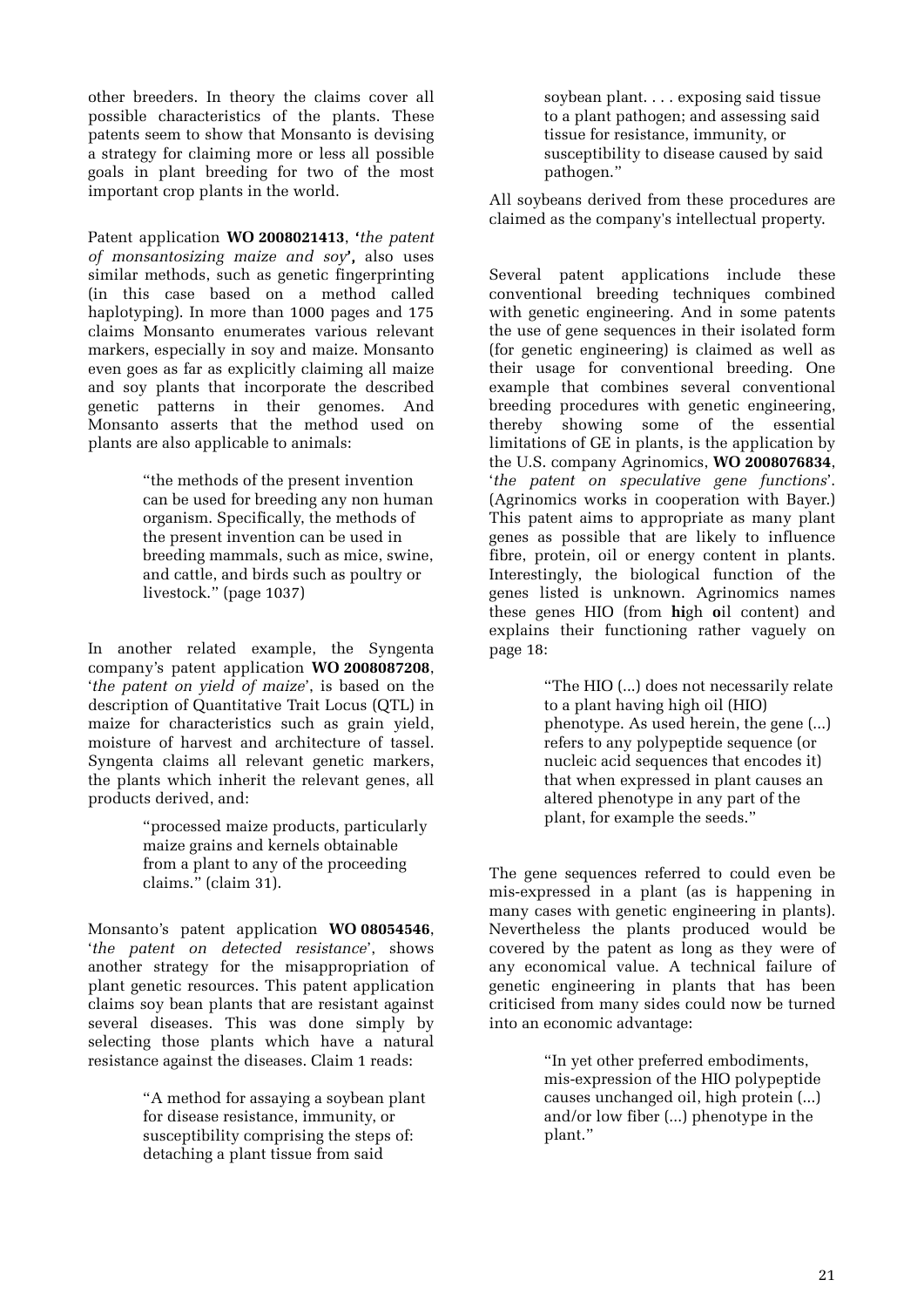other breeders. In theory the claims cover all possible characteristics of the plants. These patents seem to show that Monsanto is devising a strategy for claiming more or less all possible goals in plant breeding for two of the most important crop plants in the world.

Patent application **WO 2008021413**, *'the patent of monsantosizing maize and soy'*, also uses similar methods, such as genetic fingerprinting (in this case based on a method called haplotyping). In more than 1000 pages and 175 claims Monsanto enumerates various relevant markers, especially in soy and maize. Monsanto even goes as far as explicitly claiming all maize and soy plants that incorporate the described genetic patterns in their genomes. And Monsanto asserts that the method used on plants are also applicable to animals:

> "the methods of the present invention can be used for breeding any non human organism. Specifically, the methods of the present invention can be used in breeding mammals, such as mice, swine, and cattle, and birds such as poultry or livestock." (page 1037)

In another related example, the Syngenta company's patent application **WO 2008087208**, '*the patent on yield of maize*', is based on the description of Quantitative Trait Locus (QTL) in maize for characteristics such as grain yield, moisture of harvest and architecture of tassel. Syngenta claims all relevant genetic markers, the plants which inherit the relevant genes, all products derived, and:

> "processed maize products, particularly maize grains and kernels obtainable from a plant to any of the proceeding claims." (claim 31).

Monsanto's patent application **WO 08054546**, '*the patent on detected resistance*', shows another strategy for the misappropriation of plant genetic resources. This patent application claims soy bean plants that are resistant against several diseases. This was done simply by selecting those plants which have a natural resistance against the diseases. Claim 1 reads:

> "A method for assaying a soybean plant for disease resistance, immunity, or susceptibility comprising the steps of: detaching a plant tissue from said soybean plant. . . . exposing said tissue to a plant pathogen; and assessing said tissue for resistance, immunity, or susceptibility to disease caused by said pathogen."

All soybeans derived from these procedures are claimed as the company's intellectual property.

Several patent applications include these conventional breeding techniques combined with genetic engineering. And in some patents the use of gene sequences in their isolated form (for genetic engineering) is claimed as well as their usage for conventional breeding. One example that combines several conventional breeding procedures with genetic engineering, thereby showing some of the essential limitations of GE in plants, is the application by the U.S. company Agrinomics, **WO 2008076834**, '*the patent on speculative gene functions*'. (Agrinomics works in cooperation with Bayer.) This patent aims to appropriate as many plant genes as possible that are likely to influence fibre, protein, oil or energy content in plants. Interestingly, the biological function of the genes listed is unknown. Agrinomics names these genes HIO (from **hi**gh **o**il content) and explains their functioning rather vaguely on page 18:

> "The HIO (...) does not necessarily relate to a plant having high oil (HIO) phenotype. As used herein, the gene (...) refers to any polypeptide sequence (or nucleic acid sequences that encodes it) that when expressed in plant causes an altered phenotype in any part of the plant, for example the seeds."

The gene sequences referred to could even be mis-expressed in a plant (as is happening in many cases with genetic engineering in plants). Nevertheless the plants produced would be covered by the patent as long as they were of any economical value. A technical failure of genetic engineering in plants that has been criticised from many sides could now be turned into an economic advantage:

> "In yet other preferred embodiments, mis-expression of the HIO polypeptide causes unchanged oil, high protein (...) and/or low fiber (...) phenotype in the plant."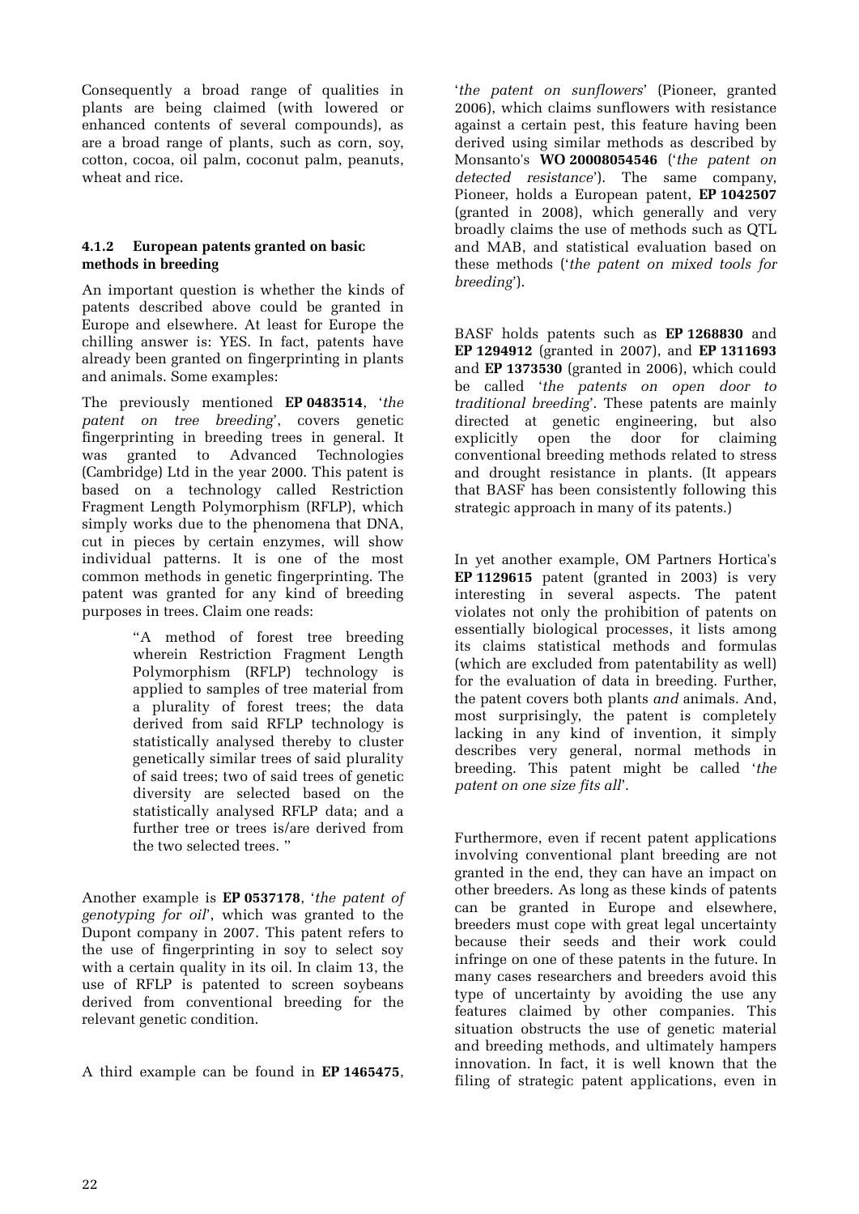Consequently a broad range of qualities in plants are being claimed (with lowered or enhanced contents of several compounds), as are a broad range of plants, such as corn, soy, cotton, cocoa, oil palm, coconut palm, peanuts, wheat and rice.

#### 4.1.2 European patents granted on basic methods in breeding

An important question is whether the kinds of patents described above could be granted in Europe and elsewhere. At least for Europe the chilling answer is: YES. In fact, patents have already been granted on fingerprinting in plants and animals. Some examples:

The previously mentioned **EP 0483514**, '*the patent on tree breeding*', covers genetic fingerprinting in breeding trees in general. It was granted to Advanced Technologies (Cambridge) Ltd in the year 2000. This patent is based on a technology called Restriction Fragment Length Polymorphism (RFLP), which simply works due to the phenomena that DNA, cut in pieces by certain enzymes, will show individual patterns. It is one of the most common methods in genetic fingerprinting. The patent was granted for any kind of breeding purposes in trees. Claim one reads:

> "A method of forest tree breeding wherein Restriction Fragment Length Polymorphism (RFLP) technology is applied to samples of tree material from a plurality of forest trees; the data derived from said RFLP technology is statistically analysed thereby to cluster genetically similar trees of said plurality of said trees; two of said trees of genetic diversity are selected based on the statistically analysed RFLP data; and a further tree or trees is/are derived from the two selected trees. "

Another example is **EP 0537178**, '*the patent of genotyping for oil*', which was granted to the Dupont company in 2007. This patent refers to the use of fingerprinting in soy to select soy with a certain quality in its oil. In claim 13, the use of RFLP is patented to screen soybeans derived from conventional breeding for the relevant genetic condition.

A third example can be found in **EP 1465475**, '*the patent on sunflowers*' (Pioneer, granted 2006), which claims sunflowers with resistance against a certain pest, this feature having been derived using similar methods as described by Monsanto's **WO 20008054546** ('*the patent on detected resistance*'). The same company, Pioneer, holds a European patent, **EP 1042507** (granted in 2008), which generally and very broadly claims the use of methods such as QTL and MAB, and statistical evaluation based on these methods ('*the patent on mixed tools for breeding*').

BASF holds patents such as **EP 1268830** and **EP 1294912** (granted in 2007), and **EP 1311693** and **EP 1373530** (granted in 2006), which could be called '*the patents on open door to traditional breeding*'. These patents are mainly directed at genetic engineering, but also explicitly open the door for claiming conventional breeding methods related to stress and drought resistance in plants. (It appears that BASF has been consistently following this strategic approach in many of its patents.)

In yet another example, OM Partners Hortica's **EP 1129615** patent (granted in 2003) is very interesting in several aspects. The patent violates not only the prohibition of patents on essentially biological processes, it lists among its claims statistical methods and formulas (which are excluded from patentability as well) for the evaluation of data in breeding. Further, the patent covers both plants *and* animals. And, most surprisingly, the patent is completely lacking in any kind of invention, it simply describes very general, normal methods in breeding. This patent might be called '*the patent on one size fits all*'.

Furthermore, even if recent patent applications involving conventional plant breeding are not granted in the end, they can have an impact on other breeders. As long as these kinds of patents can be granted in Europe and elsewhere, breeders must cope with great legal uncertainty because their seeds and their work could infringe on one of these patents in the future. In many cases researchers and breeders avoid this type of uncertainty by avoiding the use any features claimed by other companies. This situation obstructs the use of genetic material and breeding methods, and ultimately hampers innovation. In fact, it is well known that the filing of strategic patent applications, even in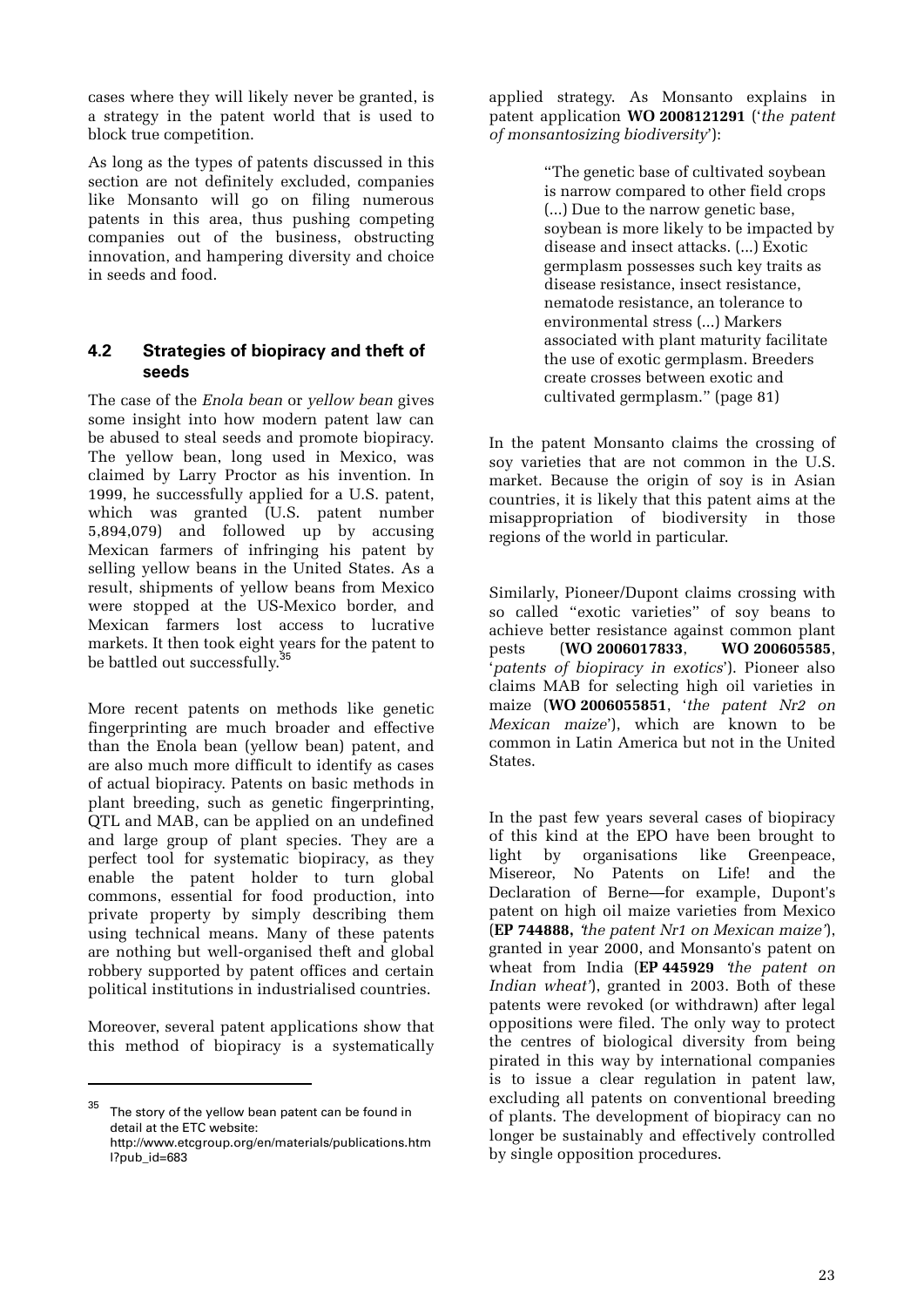cases where they will likely never be granted, is a strategy in the patent world that is used to block true competition.

As long as the types of patents discussed in this section are not definitely excluded, companies like Monsanto will go on filing numerous patents in this area, thus pushing competing companies out of the business, obstructing innovation, and hampering diversity and choice in seeds and food.

### 4.2 Strategies of biopiracy and theft of seeds

The case of the *Enola bean* or *yellow bean* gives some insight into how modern patent law can be abused to steal seeds and promote biopiracy. The yellow bean, long used in Mexico, was claimed by Larry Proctor as his invention. In 1999, he successfully applied for a U.S. patent, which was granted (U.S. patent number 5,894,079) and followed up by accusing Mexican farmers of infringing his patent by selling yellow beans in the United States. As a result, shipments of yellow beans from Mexico were stopped at the US-Mexico border, and Mexican farmers lost access to lucrative markets. It then took eight years for the patent to be battled out successfully.[35]

More recent patents on methods like genetic fingerprinting are much broader and effective than the Enola bean (yellow bean) patent, and are also much more difficult to identify as cases of actual biopiracy. Patents on basic methods in plant breeding, such as genetic fingerprinting, QTL and MAB, can be applied on an undefined and large group of plant species. They are a perfect tool for systematic biopiracy, as they enable the patent holder to turn global commons, essential for food production, into private property by simply describing them using technical means. Many of these patents are nothing but well-organised theft and global robbery supported by patent offices and certain political institutions in industrialised countries.

Moreover, several patent applications show that this method of biopiracy is a systematically applied strategy. As Monsanto explains in patent application **WO 2008121291** ('*the patent of monsantosizing biodiversity*'):

> "The genetic base of cultivated soybean is narrow compared to other field crops (...) Due to the narrow genetic base, soybean is more likely to be impacted by disease and insect attacks. (...) Exotic germplasm possesses such key traits as disease resistance, insect resistance, nematode resistance, an tolerance to environmental stress (...) Markers associated with plant maturity facilitate the use of exotic germplasm. Breeders create crosses between exotic and cultivated germplasm." (page 81)

In the patent Monsanto claims the crossing of soy varieties that are not common in the U.S. market. Because the origin of soy is in Asian countries, it is likely that this patent aims at the misappropriation of biodiversity in those regions of the world in particular.

Similarly, Pioneer/Dupont claims crossing with so called "exotic varieties" of soy beans to achieve better resistance against common plant pests (**WO 2006017833**, **WO 200605585**, '*patents of biopiracy in exotics*'). Pioneer also claims MAB for selecting high oil varieties in maize (**WO 2006055851**, '*the patent Nr2 on Mexican maize*'), which are known to be common in Latin America but not in the United States.

In the past few years several cases of biopiracy of this kind at the EPO have been brought to light by organisations like Greenpeace, Misereor, No Patents on Life! and the Declaration of Berne—for example, Dupont's patent on high oil maize varieties from Mexico (**EP 744888,** *'the patent Nr1 on Mexican maize'*), granted in year 2000, and Monsanto's patent on wheat from India (**EP 445929** *'the patent on Indian wheat'*), granted in 2003. Both of these patents were revoked (or withdrawn) after legal oppositions were filed. The only way to protect the centres of biological diversity from being pirated in this way by international companies is to issue a clear regulation in patent law, excluding all patents on conventional breeding of plants. The development of biopiracy can no longer be sustainably and effectively controlled by single opposition procedures.

---

[35] The story of the yellow bean patent can be found in detail at the ETC website: http://www.etcgroup.org/en/materials/publications.html?pub_id=683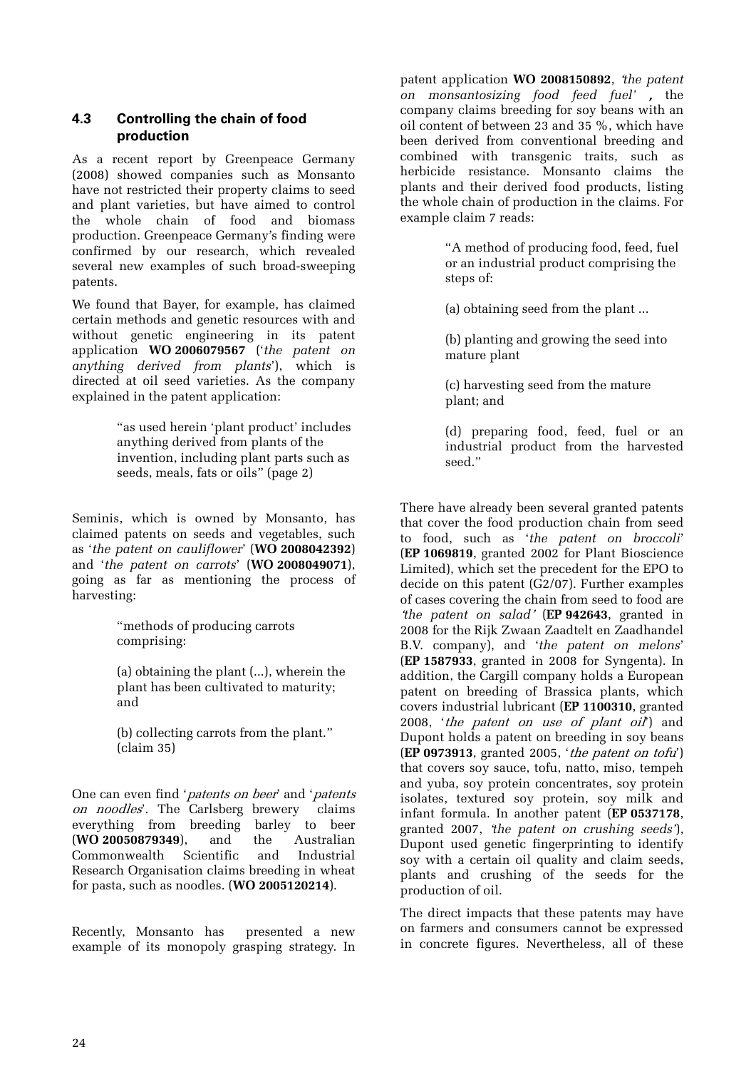### 4.3 Controlling the chain of food production

As a recent report by Greenpeace Germany (2008) showed companies such as Monsanto have not restricted their property claims to seed and plant varieties, but have aimed to control the whole chain of food and biomass production. Greenpeace Germany's finding were confirmed by our research, which revealed several new examples of such broad-sweeping patents.

We found that Bayer, for example, has claimed certain methods and genetic resources with and without genetic engineering in its patent application **WO 2006079567** ('*the patent on anything derived from plants*'), which is directed at oil seed varieties. As the company explained in the patent application:

> "as used herein 'plant product' includes anything derived from plants of the invention, including plant parts such as seeds, meals, fats or oils" (page 2)

Seminis, which is owned by Monsanto, has claimed patents on seeds and vegetables, such as '*the patent on cauliflower*' (**WO 2008042392**) and '*the patent on carrots*' (**WO 2008049071**), going as far as mentioning the process of harvesting:

> "methods of producing carrots comprising:
>
> (a) obtaining the plant (...), wherein the plant has been cultivated to maturity; and
>
> (b) collecting carrots from the plant." (claim 35)

One can even find '*patents on beer*' and '*patents on noodles*'. The Carlsberg brewery claims everything from breeding barley to beer (**WO 20050879349**), and the Australian Commonwealth Scientific and Industrial Research Organisation claims breeding in wheat for pasta, such as noodles. (**WO 2005120214**).

Recently, Monsanto has presented a new example of its monopoly grasping strategy. In patent application **WO 2008150892**, '*the patent on monsantosizing food feed fuel*', the company claims breeding for soy beans with an oil content of between 23 and 35 %, which have been derived from conventional breeding and combined with transgenic traits, such as herbicide resistance. Monsanto claims the plants and their derived food products, listing the whole chain of production in the claims. For example claim 7 reads:

> "A method of producing food, feed, fuel or an industrial product comprising the steps of:
>
> (a) obtaining seed from the plant ...
>
> (b) planting and growing the seed into mature plant
>
> (c) harvesting seed from the mature plant; and
>
> (d) preparing food, feed, fuel or an industrial product from the harvested seed."

There have already been several granted patents that cover the food production chain from seed to food, such as '*the patent on broccoli*' (**EP 1069819**, granted 2002 for Plant Bioscience Limited), which set the precedent for the EPO to decide on this patent (G2/07). Further examples of cases covering the chain from seed to food are '*the patent on salad*' (**EP 942643**, granted in 2008 for the Rijk Zwaan Zaadtelt en Zaadhandel B.V. company), and '*the patent on melons*' (**EP 1587933**, granted in 2008 for Syngenta). In addition, the Cargill company holds a European patent on breeding of Brassica plants, which covers industrial lubricant (**EP 1100310**, granted 2008, '*the patent on use of plant oil*') and Dupont holds a patent on breeding in soy beans (**EP 0973913**, granted 2005, '*the patent on tofu*') that covers soy sauce, tofu, natto, miso, tempeh and yuba, soy protein concentrates, soy protein isolates, textured soy protein, soy milk and infant formula. In another patent (**EP 0537178**, granted 2007, '*the patent on crushing seeds*'), Dupont used genetic fingerprinting to identify soy with a certain oil quality and claim seeds, plants and crushing of the seeds for the production of oil.

The direct impacts that these patents may have on farmers and consumers cannot be expressed in concrete figures. Nevertheless, all of these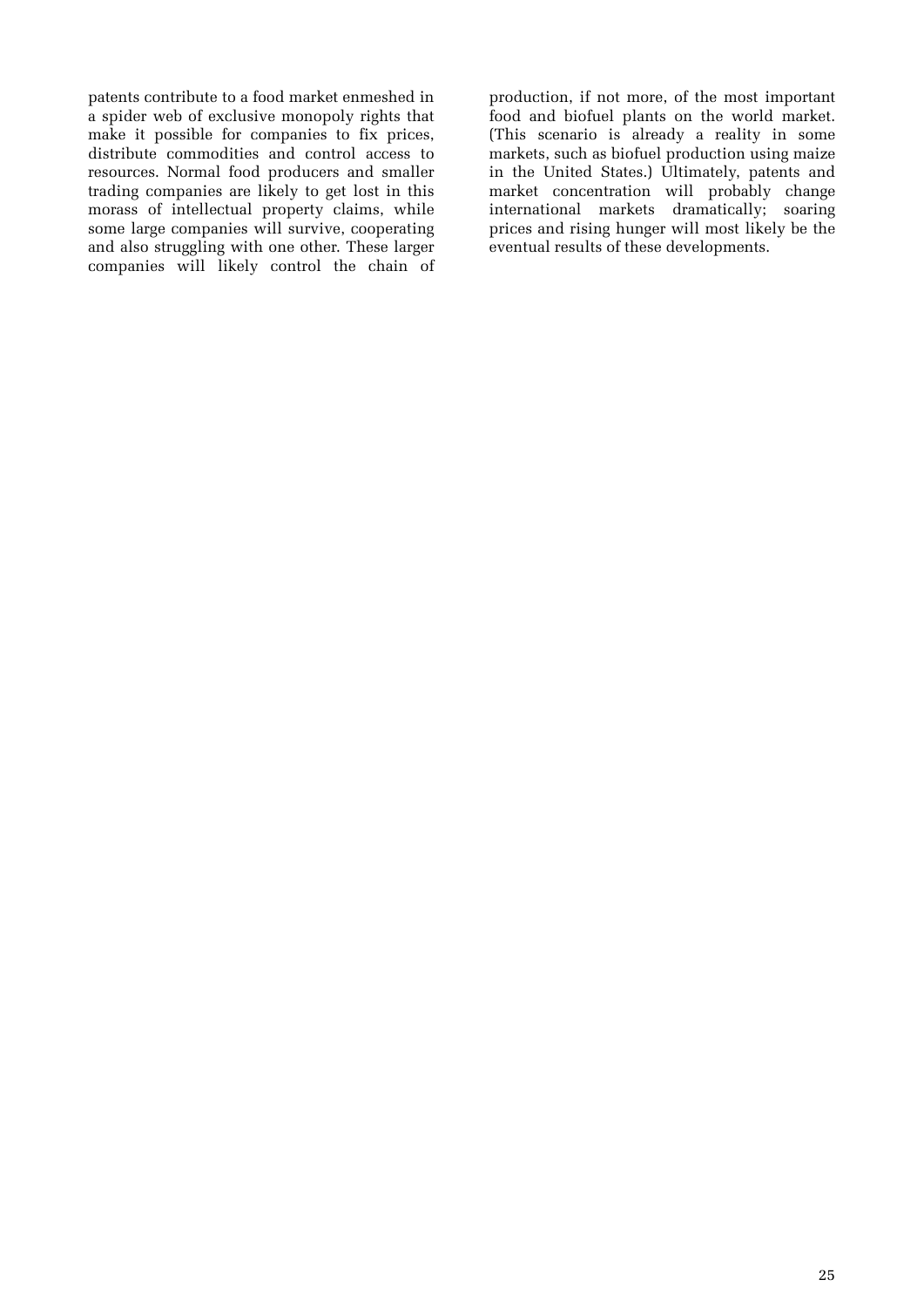patents contribute to a food market enmeshed in a spider web of exclusive monopoly rights that make it possible for companies to fix prices, distribute commodities and control access to resources. Normal food producers and smaller trading companies are likely to get lost in this morass of intellectual property claims, while some large companies will survive, cooperating and also struggling with one other. These larger companies will likely control the chain of production, if not more, of the most important food and biofuel plants on the world market. (This scenario is already a reality in some markets, such as biofuel production using maize in the United States.) Ultimately, patents and market concentration will probably change international markets dramatically; soaring prices and rising hunger will most likely be the eventual results of these developments.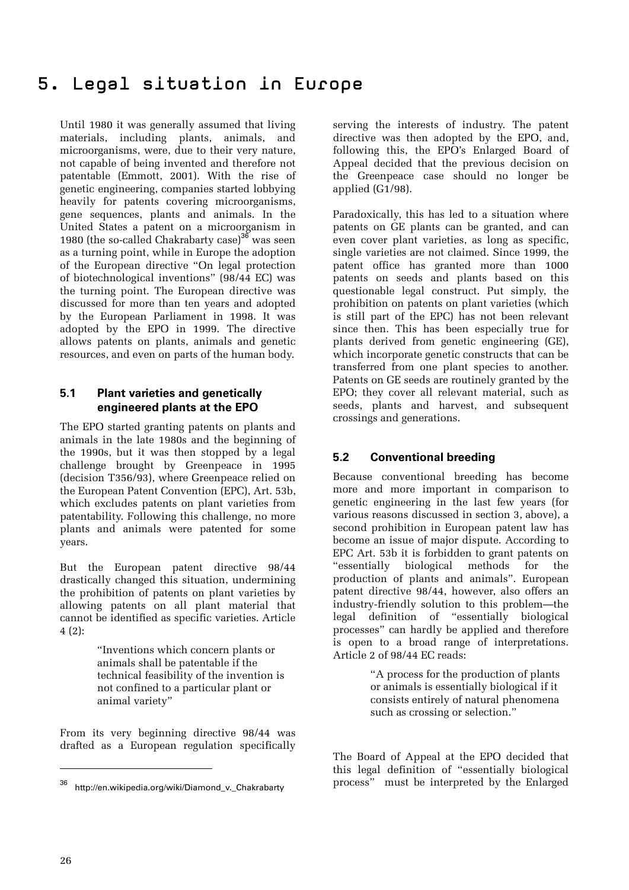# 5. Legal situation in Europe

Until 1980 it was generally assumed that living materials, including plants, animals, and microorganisms, were, due to their very nature, not capable of being invented and therefore not patentable (Emmott, 2001). With the rise of genetic engineering, companies started lobbying heavily for patents covering microorganisms, gene sequences, plants and animals. In the United States a patent on a microorganism in 1980 (the so-called Chakrabarty case)[36] was seen as a turning point, while in Europe the adoption of the European directive "On legal protection of biotechnological inventions" (98/44 EC) was the turning point. The European directive was discussed for more than ten years and adopted by the European Parliament in 1998. It was adopted by the EPO in 1999. The directive allows patents on plants, animals and genetic resources, and even on parts of the human body.

## 5.1 Plant varieties and genetically engineered plants at the EPO

The EPO started granting patents on plants and animals in the late 1980s and the beginning of the 1990s, but it was then stopped by a legal challenge brought by Greenpeace in 1995 (decision T356/93), where Greenpeace relied on the European Patent Convention (EPC), Art. 53b, which excludes patents on plant varieties from patentability. Following this challenge, no more plants and animals were patented for some years.

But the European patent directive 98/44 drastically changed this situation, undermining the prohibition of patents on plant varieties by allowing patents on all plant material that cannot be identified as specific varieties. Article 4 (2):

> "Inventions which concern plants or animals shall be patentable if the technical feasibility of the invention is not confined to a particular plant or animal variety"

From its very beginning directive 98/44 was drafted as a European regulation specifically serving the interests of industry. The patent directive was then adopted by the EPO, and, following this, the EPO's Enlarged Board of Appeal decided that the previous decision on the Greenpeace case should no longer be applied (G1/98).

Paradoxically, this has led to a situation where patents on GE plants can be granted, and can even cover plant varieties, as long as specific, single varieties are not claimed. Since 1999, the patent office has granted more than 1000 patents on seeds and plants based on this questionable legal construct. Put simply, the prohibition on patents on plant varieties (which is still part of the EPC) has not been relevant since then. This has been especially true for plants derived from genetic engineering (GE), which incorporate genetic constructs that can be transferred from one plant species to another. Patents on GE seeds are routinely granted by the EPO; they cover all relevant material, such as seeds, plants and harvest, and subsequent crossings and generations.

## 5.2 Conventional breeding

Because conventional breeding has become more and more important in comparison to genetic engineering in the last few years (for various reasons discussed in section 3, above), a second prohibition in European patent law has become an issue of major dispute. According to EPC Art. 53b it is forbidden to grant patents on "essentially biological methods for the production of plants and animals". European patent directive 98/44, however, also offers an industry-friendly solution to this problem—the legal definition of "essentially biological processes" can hardly be applied and therefore is open to a broad range of interpretations. Article 2 of 98/44 EC reads:

> "A process for the production of plants or animals is essentially biological if it consists entirely of natural phenomena such as crossing or selection."

The Board of Appeal at the EPO decided that this legal definition of "essentially biological process" must be interpreted by the Enlarged

---

[36] http://en.wikipedia.org/wiki/Diamond_v._Chakrabarty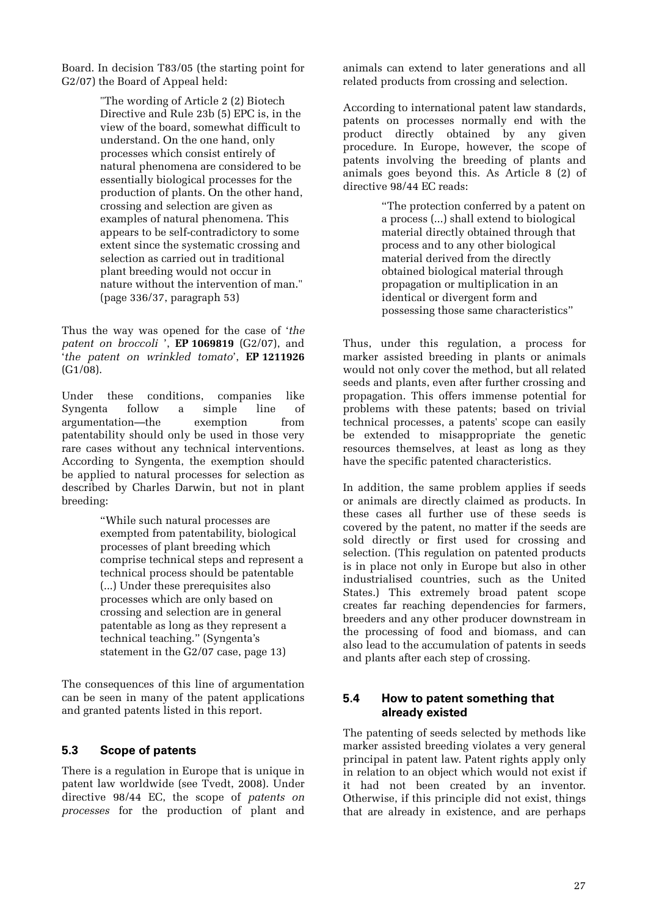Board. In decision T83/05 (the starting point for G2/07) the Board of Appeal held:

> "The wording of Article 2 (2) Biotech Directive and Rule 23b (5) EPC is, in the view of the board, somewhat difficult to understand. On the one hand, only processes which consist entirely of natural phenomena are considered to be essentially biological processes for the production of plants. On the other hand, crossing and selection are given as examples of natural phenomena. This appears to be self-contradictory to some extent since the systematic crossing and selection as carried out in traditional plant breeding would not occur in nature without the intervention of man." (page 336/37, paragraph 53)

Thus the way was opened for the case of '*the patent on broccoli* ', **EP 1069819** (G2/07), and '*the patent on wrinkled tomato*', **EP 1211926** (G1/08).

Under these conditions, companies like Syngenta follow a simple line of argumentation—the exemption from patentability should only be used in those very rare cases without any technical interventions. According to Syngenta, the exemption should be applied to natural processes for selection as described by Charles Darwin, but not in plant breeding:

> "While such natural processes are exempted from patentability, biological processes of plant breeding which comprise technical steps and represent a technical process should be patentable (...) Under these prerequisites also processes which are only based on crossing and selection are in general patentable as long as they represent a technical teaching." (Syngenta's statement in the G2/07 case, page 13)

The consequences of this line of argumentation can be seen in many of the patent applications and granted patents listed in this report.

### 5.3 Scope of patents

There is a regulation in Europe that is unique in patent law worldwide (see Tvedt, 2008). Under directive 98/44 EC, the scope of *patents on processes* for the production of plant and animals can extend to later generations and all related products from crossing and selection.

According to international patent law standards, patents on processes normally end with the product directly obtained by any given procedure. In Europe, however, the scope of patents involving the breeding of plants and animals goes beyond this. As Article 8 (2) of directive 98/44 EC reads:

> "The protection conferred by a patent on a process (...) shall extend to biological material directly obtained through that process and to any other biological material derived from the directly obtained biological material through propagation or multiplication in an identical or divergent form and possessing those same characteristics"

Thus, under this regulation, a process for marker assisted breeding in plants or animals would not only cover the method, but all related seeds and plants, even after further crossing and propagation. This offers immense potential for problems with these patents; based on trivial technical processes, a patents' scope can easily be extended to misappropriate the genetic resources themselves, at least as long as they have the specific patented characteristics.

In addition, the same problem applies if seeds or animals are directly claimed as products. In these cases all further use of these seeds is covered by the patent, no matter if the seeds are sold directly or first used for crossing and selection. (This regulation on patented products is in place not only in Europe but also in other industrialised countries, such as the United States.) This extremely broad patent scope creates far reaching dependencies for farmers, breeders and any other producer downstream in the processing of food and biomass, and can also lead to the accumulation of patents in seeds and plants after each step of crossing.

### 5.4 How to patent something that already existed

The patenting of seeds selected by methods like marker assisted breeding violates a very general principal in patent law. Patent rights apply only in relation to an object which would not exist if it had not been created by an inventor. Otherwise, if this principle did not exist, things that are already in existence, and are perhaps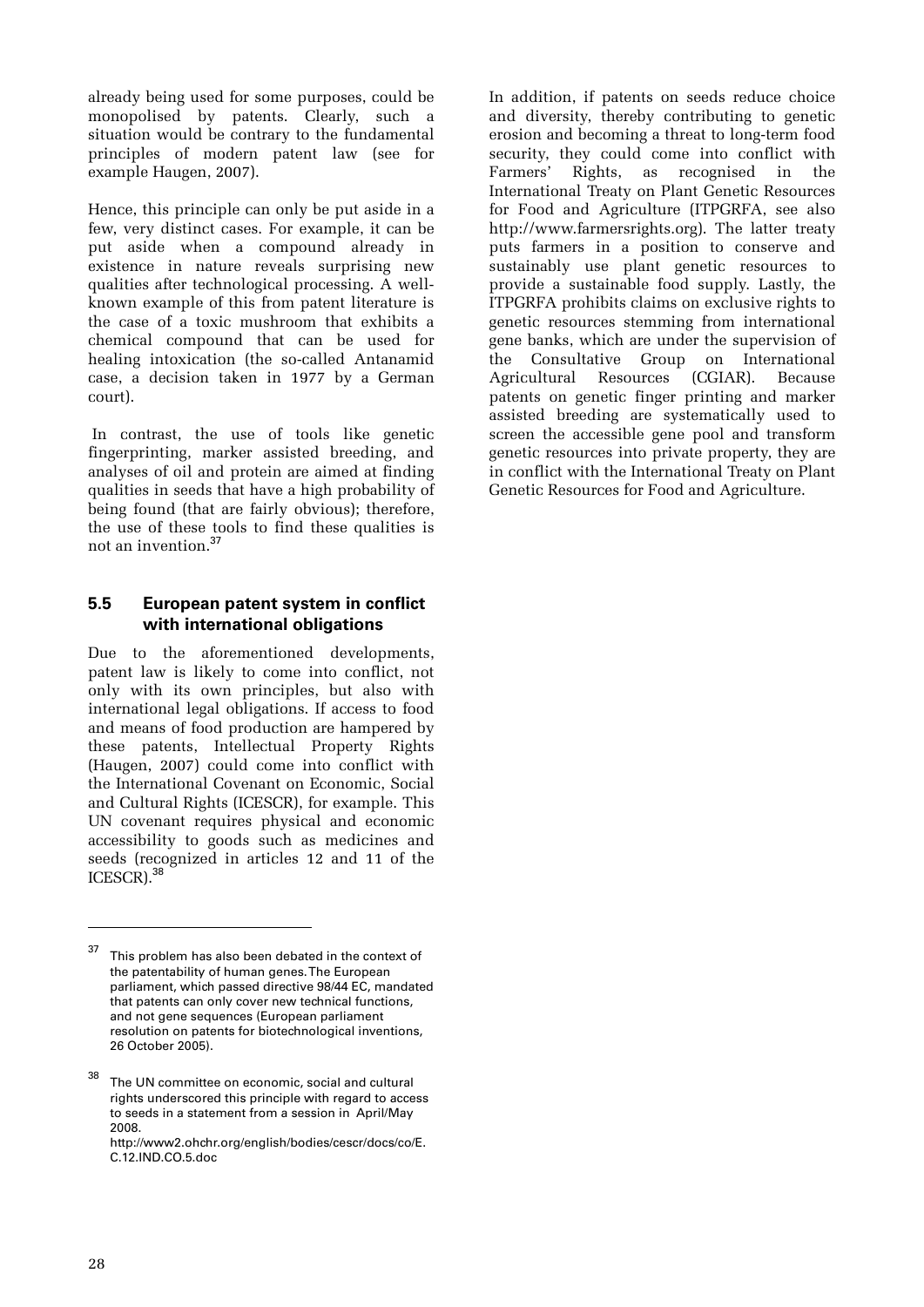already being used for some purposes, could be monopolised by patents. Clearly, such a situation would be contrary to the fundamental principles of modern patent law (see for example Haugen, 2007).

Hence, this principle can only be put aside in a few, very distinct cases. For example, it can be put aside when a compound already in existence in nature reveals surprising new qualities after technological processing. A well-known example of this from patent literature is the case of a toxic mushroom that exhibits a chemical compound that can be used for healing intoxication (the so-called Antanamid case, a decision taken in 1977 by a German court).

In contrast, the use of tools like genetic fingerprinting, marker assisted breeding, and analyses of oil and protein are aimed at finding qualities in seeds that have a high probability of being found (that are fairly obvious); therefore, the use of these tools to find these qualities is not an invention.[37]

### 5.5 European patent system in conflict with international obligations

Due to the aforementioned developments, patent law is likely to come into conflict, not only with its own principles, but also with international legal obligations. If access to food and means of food production are hampered by these patents, Intellectual Property Rights (Haugen, 2007) could come into conflict with the International Covenant on Economic, Social and Cultural Rights (ICESCR), for example. This UN covenant requires physical and economic accessibility to goods such as medicines and seeds (recognized in articles 12 and 11 of the ICESCR).[38]

In addition, if patents on seeds reduce choice and diversity, thereby contributing to genetic erosion and becoming a threat to long-term food security, they could come into conflict with Farmers' Rights, as recognised in the International Treaty on Plant Genetic Resources for Food and Agriculture (ITPGRFA, see also http://www.farmersrights.org). The latter treaty puts farmers in a position to conserve and sustainably use plant genetic resources to provide a sustainable food supply. Lastly, the ITPGRFA prohibits claims on exclusive rights to genetic resources stemming from international gene banks, which are under the supervision of the Consultative Group on International Agricultural Resources (CGIAR). Because patents on genetic finger printing and marker assisted breeding are systematically used to screen the accessible gene pool and transform genetic resources into private property, they are in conflict with the International Treaty on Plant Genetic Resources for Food and Agriculture.

---

[37] This problem has also been debated in the context of the patentability of human genes. The European parliament, which passed directive 98/44 EC, mandated that patents can only cover new technical functions, and not gene sequences (European parliament resolution on patents for biotechnological inventions, 26 October 2005).

[38] The UN committee on economic, social and cultural rights underscored this principle with regard to access to seeds in a statement from a session in April/May 2008. http://www2.ohchr.org/english/bodies/cescr/docs/co/E.C.12.IND.CO.5.doc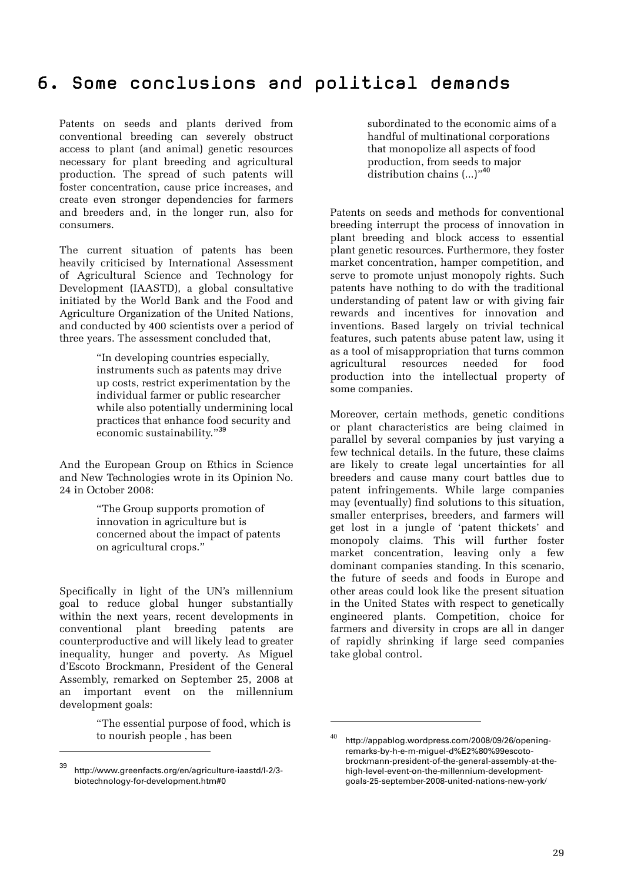# 6. Some conclusions and political demands

Patents on seeds and plants derived from conventional breeding can severely obstruct access to plant (and animal) genetic resources necessary for plant breeding and agricultural production. The spread of such patents will foster concentration, cause price increases, and create even stronger dependencies for farmers and breeders and, in the longer run, also for consumers.

The current situation of patents has been heavily criticised by International Assessment of Agricultural Science and Technology for Development (IAASTD), a global consultative initiated by the World Bank and the Food and Agriculture Organization of the United Nations, and conducted by 400 scientists over a period of three years. The assessment concluded that,

> "In developing countries especially, instruments such as patents may drive up costs, restrict experimentation by the individual farmer or public researcher while also potentially undermining local practices that enhance food security and economic sustainability."[39]

And the European Group on Ethics in Science and New Technologies wrote in its Opinion No. 24 in October 2008:

> "The Group supports promotion of innovation in agriculture but is concerned about the impact of patents on agricultural crops."

Specifically in light of the UN's millennium goal to reduce global hunger substantially within the next years, recent developments in conventional plant breeding patents are counterproductive and will likely lead to greater inequality, hunger and poverty. As Miguel d'Escoto Brockmann, President of the General Assembly, remarked on September 25, 2008 at an important event on the millennium development goals:

> "The essential purpose of food, which is to nourish people , has been subordinated to the economic aims of a handful of multinational corporations that monopolize all aspects of food production, from seeds to major distribution chains (...)"[40]

Patents on seeds and methods for conventional breeding interrupt the process of innovation in plant breeding and block access to essential plant genetic resources. Furthermore, they foster market concentration, hamper competition, and serve to promote unjust monopoly rights. Such patents have nothing to do with the traditional understanding of patent law or with giving fair rewards and incentives for innovation and inventions. Based largely on trivial technical features, such patents abuse patent law, using it as a tool of misappropriation that turns common agricultural resources needed for food production into the intellectual property of some companies.

Moreover, certain methods, genetic conditions or plant characteristics are being claimed in parallel by several companies by just varying a few technical details. In the future, these claims are likely to create legal uncertainties for all breeders and cause many court battles due to patent infringements. While large companies may (eventually) find solutions to this situation, smaller enterprises, breeders, and farmers will get lost in a jungle of 'patent thickets' and monopoly claims. This will further foster market concentration, leaving only a few dominant companies standing. In this scenario, the future of seeds and foods in Europe and other areas could look like the present situation in the United States with respect to genetically engineered plants. Competition, choice for farmers and diversity in crops are all in danger of rapidly shrinking if large seed companies take global control.

---

[39] http://www.greenfacts.org/en/agriculture-iaastd/l-2/3-biotechnology-for-development.htm#0

[40] http://appablog.wordpress.com/2008/09/26/opening-remarks-by-h-e-m-miguel-d%E2%80%99escoto-brockmann-president-of-the-general-assembly-at-the-high-level-event-on-the-millennium-development-goals-25-september-2008-united-nations-new-york/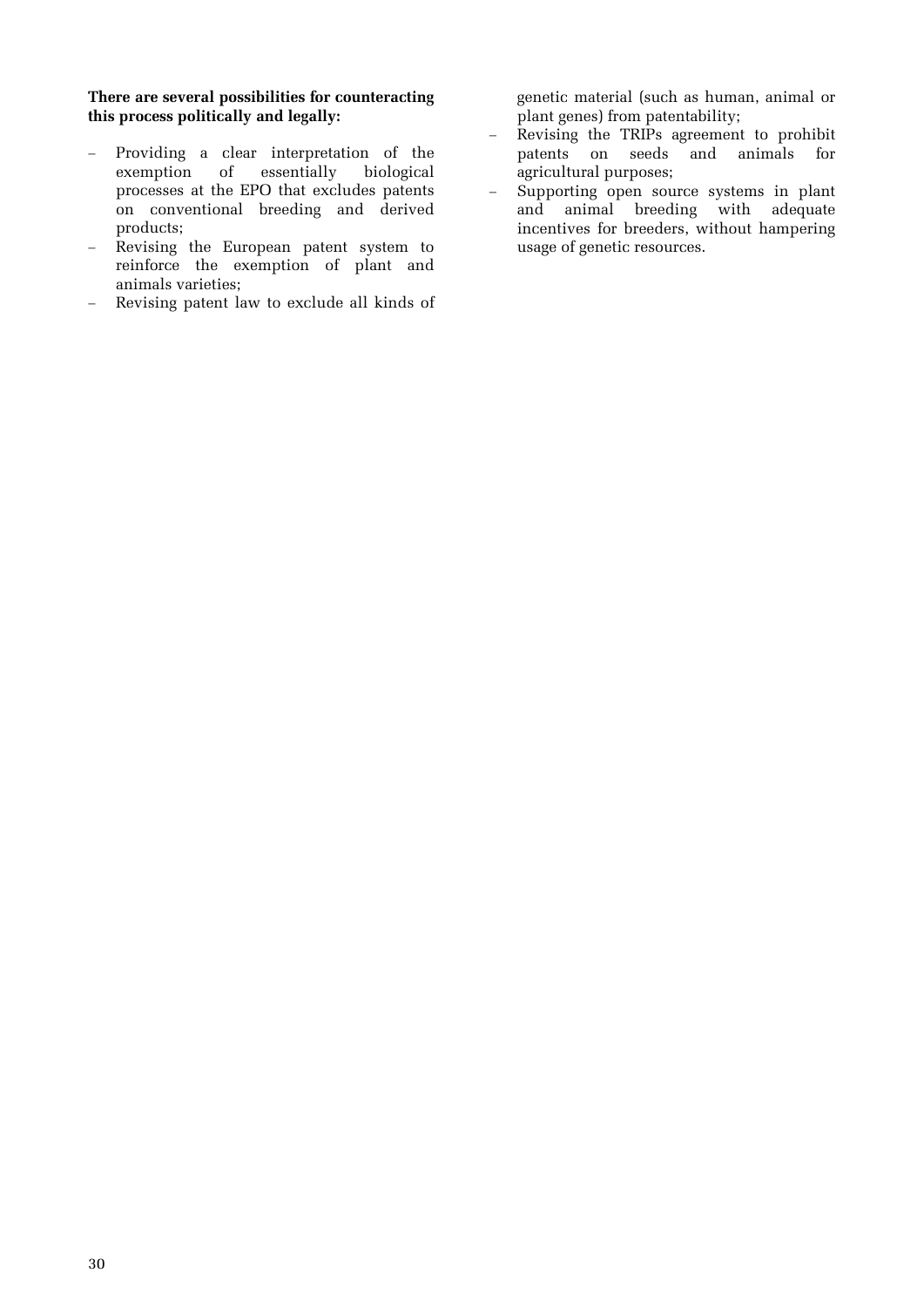**There are several possibilities for counteracting this process politically and legally:**

- Providing a clear interpretation of the exemption of essentially biological processes at the EPO that excludes patents on conventional breeding and derived products;
- Revising the European patent system to reinforce the exemption of plant and animals varieties;
- Revising patent law to exclude all kinds of genetic material (such as human, animal or plant genes) from patentability;
- Revising the TRIPs agreement to prohibit patents on seeds and animals for agricultural purposes;
- Supporting open source systems in plant and animal breeding with adequate incentives for breeders, without hampering usage of genetic resources.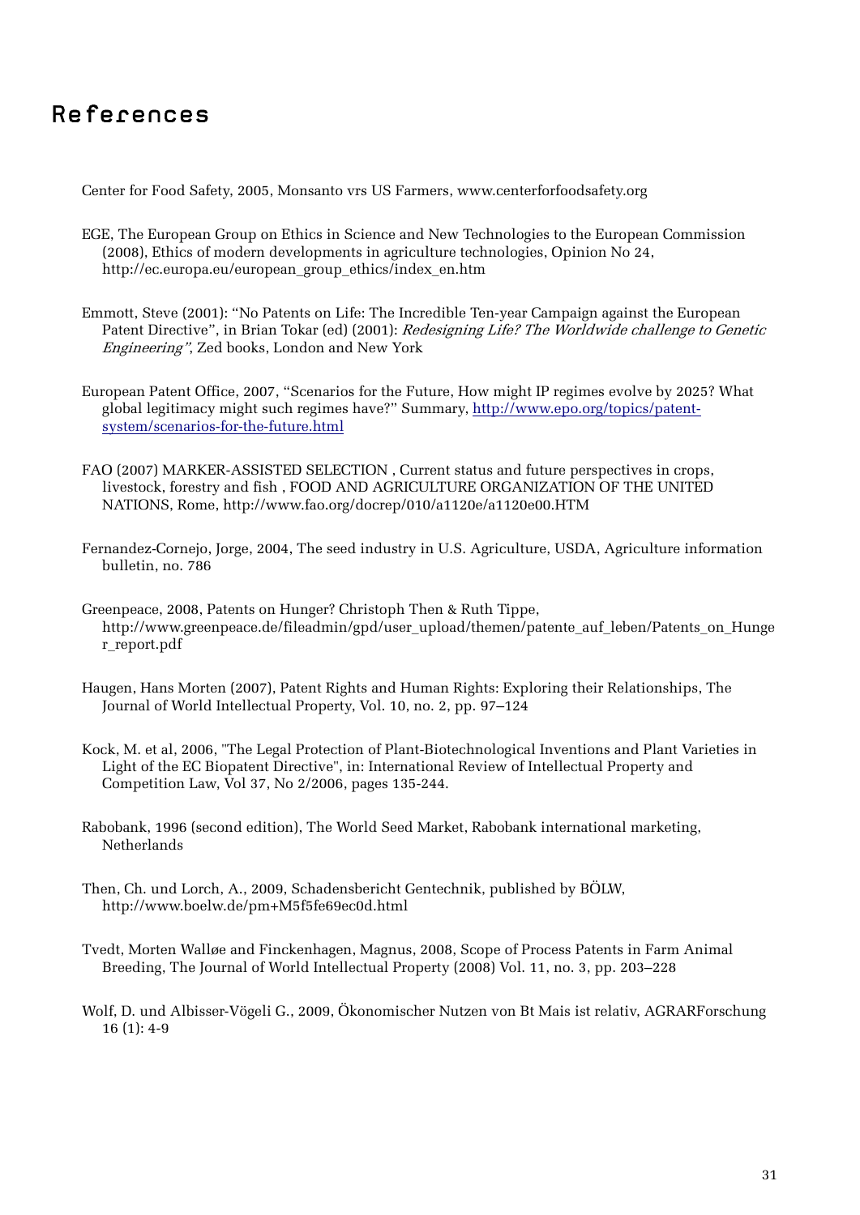# References

Center for Food Safety, 2005, Monsanto vrs US Farmers, www.centerforfoodsafety.org

EGE, The European Group on Ethics in Science and New Technologies to the European Commission (2008), Ethics of modern developments in agriculture technologies, Opinion No 24, http://ec.europa.eu/european_group_ethics/index_en.htm

Emmott, Steve (2001): "No Patents on Life: The Incredible Ten-year Campaign against the European Patent Directive", in Brian Tokar (ed) (2001): *Redesigning Life? The Worldwide challenge to Genetic Engineering"*, Zed books, London and New York

European Patent Office, 2007, "Scenarios for the Future, How might IP regimes evolve by 2025? What global legitimacy might such regimes have?" Summary, [http://www.epo.org/topics/patent-system/scenarios-for-the-future.html](http://www.epo.org/topics/patent-system/scenarios-for-the-future.html)

FAO (2007) MARKER-ASSISTED SELECTION , Current status and future perspectives in crops, livestock, forestry and fish , FOOD AND AGRICULTURE ORGANIZATION OF THE UNITED NATIONS, Rome, http://www.fao.org/docrep/010/a1120e/a1120e00.HTM

Fernandez-Cornejo, Jorge, 2004, The seed industry in U.S. Agriculture, USDA, Agriculture information bulletin, no. 786

Greenpeace, 2008, Patents on Hunger? Christoph Then & Ruth Tippe, http://www.greenpeace.de/fileadmin/gpd/user_upload/themen/patente_auf_leben/Patents_on_Hunger_report.pdf

Haugen, Hans Morten (2007), Patent Rights and Human Rights: Exploring their Relationships, The Journal of World Intellectual Property, Vol. 10, no. 2, pp. 97–124

Kock, M. et al, 2006, "The Legal Protection of Plant-Biotechnological Inventions and Plant Varieties in Light of the EC Biopatent Directive", in: International Review of Intellectual Property and Competition Law, Vol 37, No 2/2006, pages 135-244.

Rabobank, 1996 (second edition), The World Seed Market, Rabobank international marketing, Netherlands

Then, Ch. und Lorch, A., 2009, Schadensbericht Gentechnik, published by BÖLW, http://www.boelw.de/pm+M5f5fe69ec0d.html

Tvedt, Morten Walløe and Finckenhagen, Magnus, 2008, Scope of Process Patents in Farm Animal Breeding, The Journal of World Intellectual Property (2008) Vol. 11, no. 3, pp. 203–228

Wolf, D. und Albisser-Vögeli G., 2009, Ökonomischer Nutzen von Bt Mais ist relativ, AGRARForschung 16 (1): 4-9